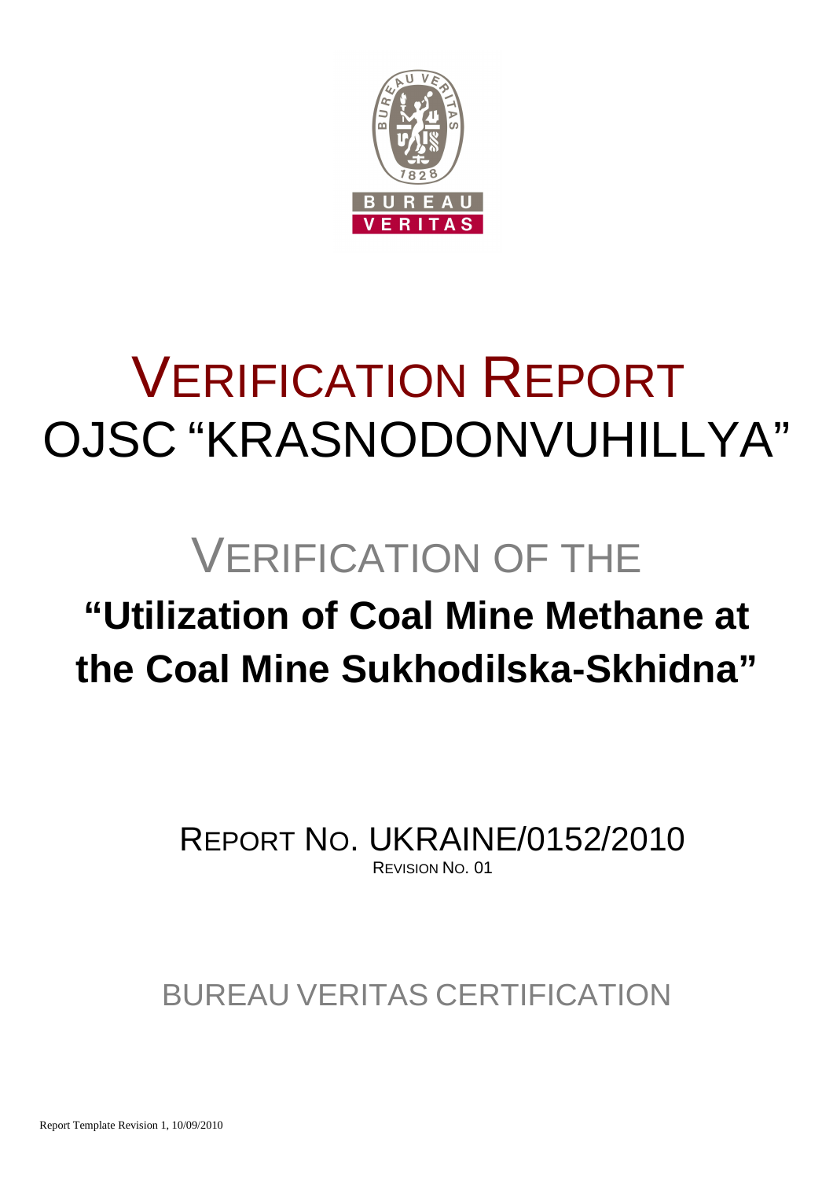# VERIFICATION REPORT
# OJSC "KRASNODONVUHILLYA"

## VERIFICATION OF THE

## "Utilization of Coal Mine Methane at the Coal Mine Sukhodilska-Skhidna"

REPORT NO. UKRAINE/0152/2010

REVISION NO. 01

BUREAU VERITAS CERTIFICATION

Report Template Revision 1, 10/09/2010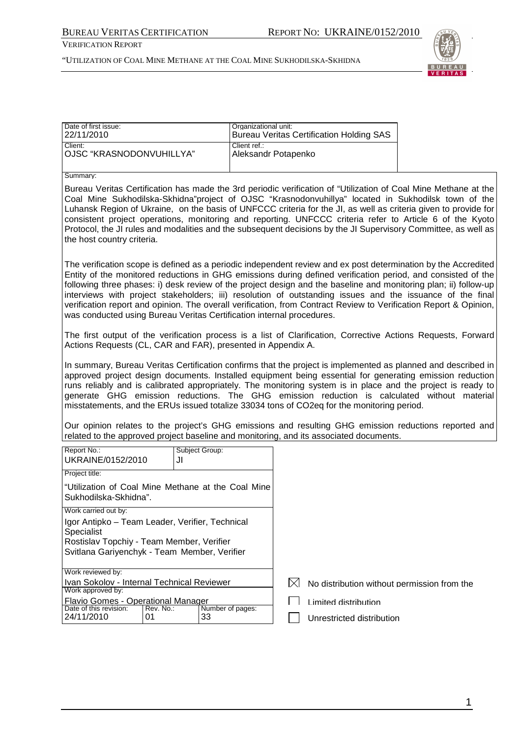| Date of first issue: 22/11/2010 | Organizational unit: Bureau Veritas Certification Holding SAS |
| --- | --- |
| Client: OJSC "KRASNODONVUHILLYA" | Client ref.: Aleksandr Potapenko |

Summary:

Bureau Veritas Certification has made the 3rd periodic verification of "Utilization of Coal Mine Methane at the Coal Mine Sukhodilska-Skhidna"project of OJSC "Krasnodonvuhillya" located in Sukhodilsk town of the Luhansk Region of Ukraine, on the basis of UNFCCC criteria for the JI, as well as criteria given to provide for consistent project operations, monitoring and reporting. UNFCCC criteria refer to Article 6 of the Kyoto Protocol, the JI rules and modalities and the subsequent decisions by the JI Supervisory Committee, as well as the host country criteria.

The verification scope is defined as a periodic independent review and ex post determination by the Accredited Entity of the monitored reductions in GHG emissions during defined verification period, and consisted of the following three phases: i) desk review of the project design and the baseline and monitoring plan; ii) follow-up interviews with project stakeholders; iii) resolution of outstanding issues and the issuance of the final verification report and opinion. The overall verification, from Contract Review to Verification Report & Opinion, was conducted using Bureau Veritas Certification internal procedures.

The first output of the verification process is a list of Clarification, Corrective Actions Requests, Forward Actions Requests (CL, CAR and FAR), presented in Appendix A.

In summary, Bureau Veritas Certification confirms that the project is implemented as planned and described in approved project design documents. Installed equipment being essential for generating emission reduction runs reliably and is calibrated appropriately. The monitoring system is in place and the project is ready to generate GHG emission reductions. The GHG emission reduction is calculated without material misstatements, and the ERUs issued totalize 33034 tons of $CO_2$eq for the monitoring period.

Our opinion relates to the project's GHG emissions and resulting GHG emission reductions reported and related to the approved project baseline and monitoring, and its associated documents.

| Report No.: UKRAINE/0152/2010 | Subject Group: JI | |
| --- | --- | --- |
| Project title: "Utilization of Coal Mine Methane at the Coal Mine Sukhodilska-Skhidna". | | |
| Work carried out by: Igor Antipko – Team Leader, Verifier, Technical Specialist; Rostislav Topchiy - Team Member, Verifier; Svitlana Gariyenchyk - Team Member, Verifier | | |
| Work reviewed by: Ivan Sokolov - Internal Technical Reviewer | | |
| Work approved by: Flavio Gomes - Operational Manager | | |
| Date of this revision: 24/11/2010 | Rev. No.: 01 | Number of pages: 33 |

- [x] No distribution without permission from the
- [ ] Limited distribution
- [ ] Unrestricted distribution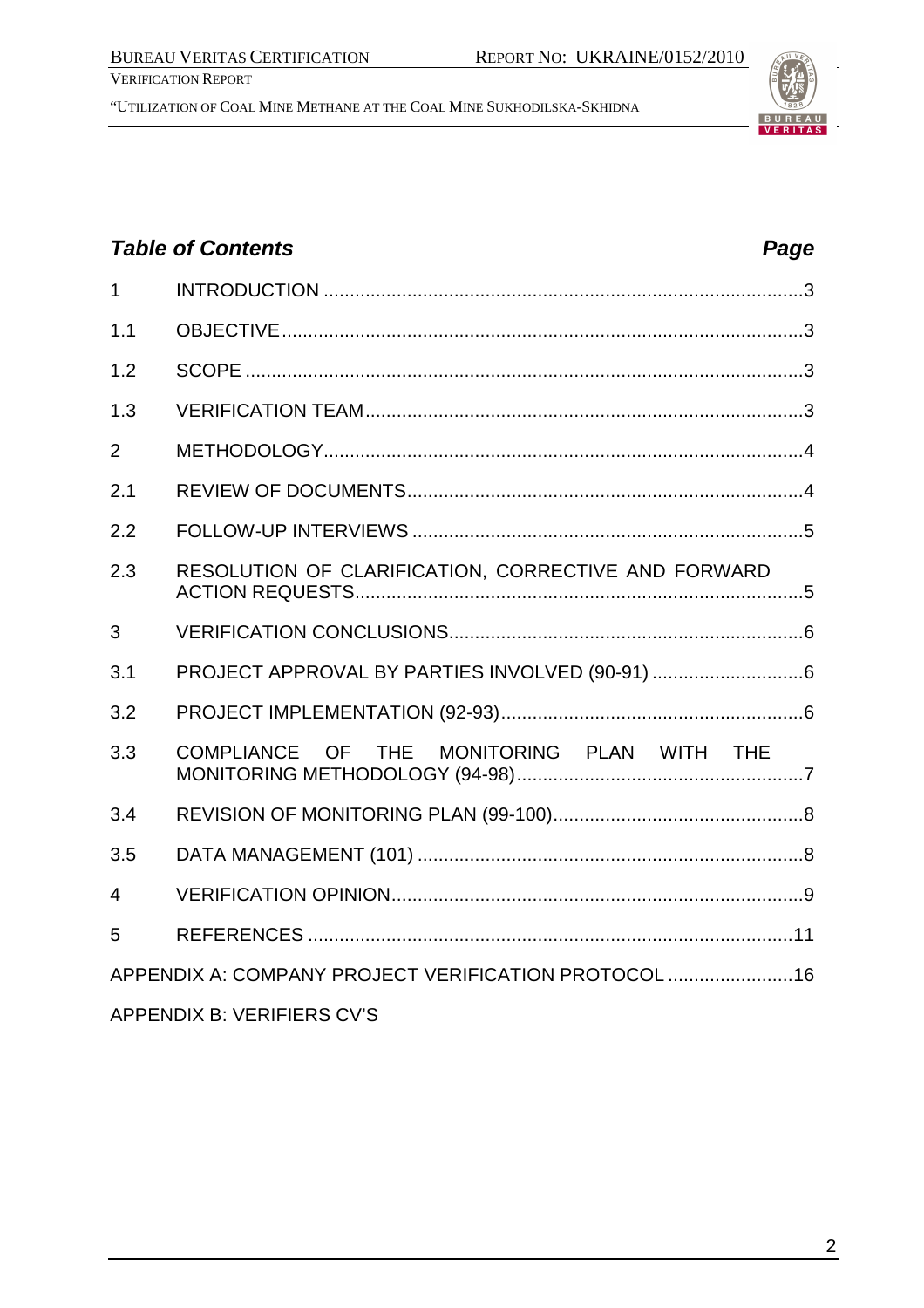## *Table of Contents* *Page*

| | | |
|---|---|---|
| 1 | INTRODUCTION | 3 |
| 1.1 | OBJECTIVE | 3 |
| 1.2 | SCOPE | 3 |
| 1.3 | VERIFICATION TEAM | 3 |
| 2 | METHODOLOGY | 4 |
| 2.1 | REVIEW OF DOCUMENTS | 4 |
| 2.2 | FOLLOW-UP INTERVIEWS | 5 |
| 2.3 | RESOLUTION OF CLARIFICATION, CORRECTIVE AND FORWARD ACTION REQUESTS | 5 |
| 3 | VERIFICATION CONCLUSIONS | 6 |
| 3.1 | PROJECT APPROVAL BY PARTIES INVOLVED (90-91) | 6 |
| 3.2 | PROJECT IMPLEMENTATION (92-93) | 6 |
| 3.3 | COMPLIANCE OF THE MONITORING PLAN WITH THE MONITORING METHODOLOGY (94-98) | 7 |
| 3.4 | REVISION OF MONITORING PLAN (99-100) | 8 |
| 3.5 | DATA MANAGEMENT (101) | 8 |
| 4 | VERIFICATION OPINION | 9 |
| 5 | REFERENCES | 11 |

APPENDIX A: COMPANY PROJECT VERIFICATION PROTOCOL ........................16

APPENDIX B: VERIFIERS CV'S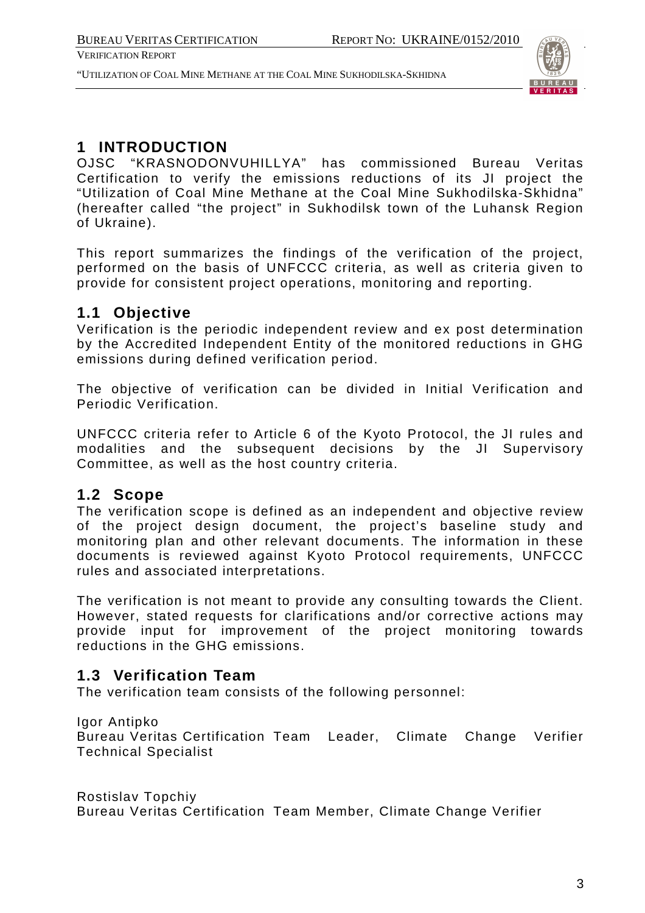# 1 INTRODUCTION

OJSC "KRASNODONVUHILLYA" has commissioned Bureau Veritas Certification to verify the emissions reductions of its JI project the "Utilization of Coal Mine Methane at the Coal Mine Sukhodilska-Skhidna" (hereafter called "the project" in Sukhodilsk town of the Luhansk Region of Ukraine).

This report summarizes the findings of the verification of the project, performed on the basis of UNFCCC criteria, as well as criteria given to provide for consistent project operations, monitoring and reporting.

## 1.1 Objective

Verification is the periodic independent review and ex post determination by the Accredited Independent Entity of the monitored reductions in GHG emissions during defined verification period.

The objective of verification can be divided in Initial Verification and Periodic Verification.

UNFCCC criteria refer to Article 6 of the Kyoto Protocol, the JI rules and modalities and the subsequent decisions by the JI Supervisory Committee, as well as the host country criteria.

## 1.2 Scope

The verification scope is defined as an independent and objective review of the project design document, the project's baseline study and monitoring plan and other relevant documents. The information in these documents is reviewed against Kyoto Protocol requirements, UNFCCC rules and associated interpretations.

The verification is not meant to provide any consulting towards the Client. However, stated requests for clarifications and/or corrective actions may provide input for improvement of the project monitoring towards reductions in the GHG emissions.

## 1.3 Verification Team

The verification team consists of the following personnel:

Igor Antipko
Bureau Veritas Certification Team Leader, Climate Change Verifier Technical Specialist

Rostislav Topchiy
Bureau Veritas Certification Team Member, Climate Change Verifier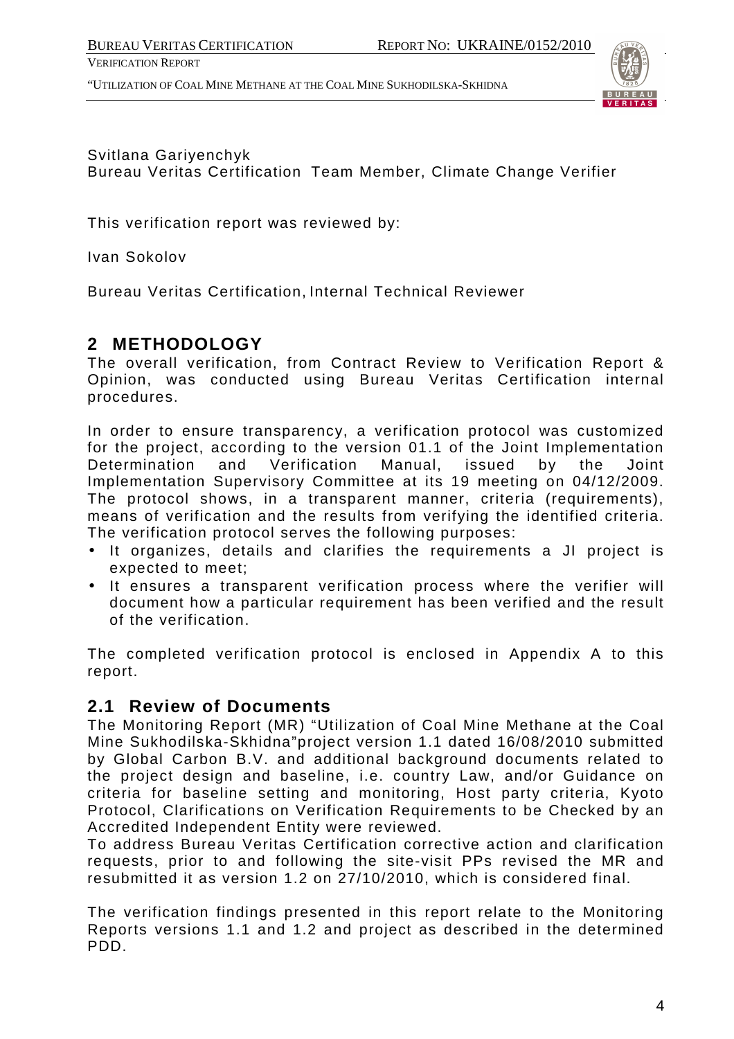Svitlana Gariyenchyk
Bureau Veritas Certification Team Member, Climate Change Verifier

This verification report was reviewed by:

Ivan Sokolov

Bureau Veritas Certification, Internal Technical Reviewer

## 2 METHODOLOGY

The overall verification, from Contract Review to Verification Report & Opinion, was conducted using Bureau Veritas Certification internal procedures.

In order to ensure transparency, a verification protocol was customized for the project, according to the version 01.1 of the Joint Implementation Determination and Verification Manual, issued by the Joint Implementation Supervisory Committee at its 19 meeting on 04/12/2009. The protocol shows, in a transparent manner, criteria (requirements), means of verification and the results from verifying the identified criteria. The verification protocol serves the following purposes:

- It organizes, details and clarifies the requirements a JI project is expected to meet;
- It ensures a transparent verification process where the verifier will document how a particular requirement has been verified and the result of the verification.

The completed verification protocol is enclosed in Appendix A to this report.

### 2.1 Review of Documents

The Monitoring Report (MR) "Utilization of Coal Mine Methane at the Coal Mine Sukhodilska-Skhidna"project version 1.1 dated 16/08/2010 submitted by Global Carbon B.V. and additional background documents related to the project design and baseline, i.e. country Law, and/or Guidance on criteria for baseline setting and monitoring, Host party criteria, Kyoto Protocol, Clarifications on Verification Requirements to be Checked by an Accredited Independent Entity were reviewed.

To address Bureau Veritas Certification corrective action and clarification requests, prior to and following the site-visit PPs revised the MR and resubmitted it as version 1.2 on 27/10/2010, which is considered final.

The verification findings presented in this report relate to the Monitoring Reports versions 1.1 and 1.2 and project as described in the determined PDD.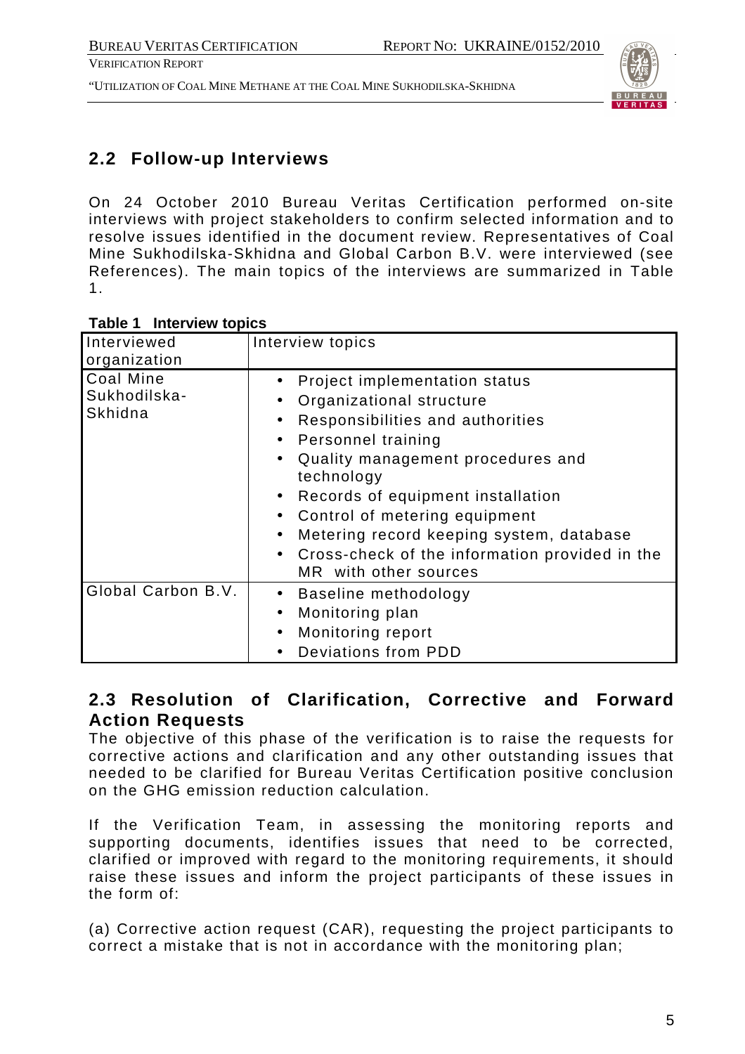## 2.2 Follow-up Interviews

On 24 October 2010 Bureau Veritas Certification performed on-site interviews with project stakeholders to confirm selected information and to resolve issues identified in the document review. Representatives of Coal Mine Sukhodilska-Skhidna and Global Carbon B.V. were interviewed (see References). The main topics of the interviews are summarized in Table 1.

**Table 1 Interview topics**

| Interviewed organization | Interview topics |
|---|---|
| Coal Mine Sukhodilska-Skhidna | • Project implementation status<br>• Organizational structure<br>• Responsibilities and authorities<br>• Personnel training<br>• Quality management procedures and technology<br>• Records of equipment installation<br>• Control of metering equipment<br>• Metering record keeping system, database<br>• Cross-check of the information provided in the MR with other sources |
| Global Carbon B.V. | • Baseline methodology<br>• Monitoring plan<br>• Monitoring report<br>• Deviations from PDD |

## 2.3 Resolution of Clarification, Corrective and Forward Action Requests

The objective of this phase of the verification is to raise the requests for corrective actions and clarification and any other outstanding issues that needed to be clarified for Bureau Veritas Certification positive conclusion on the GHG emission reduction calculation.

If the Verification Team, in assessing the monitoring reports and supporting documents, identifies issues that need to be corrected, clarified or improved with regard to the monitoring requirements, it should raise these issues and inform the project participants of these issues in the form of:

(a) Corrective action request (CAR), requesting the project participants to correct a mistake that is not in accordance with the monitoring plan;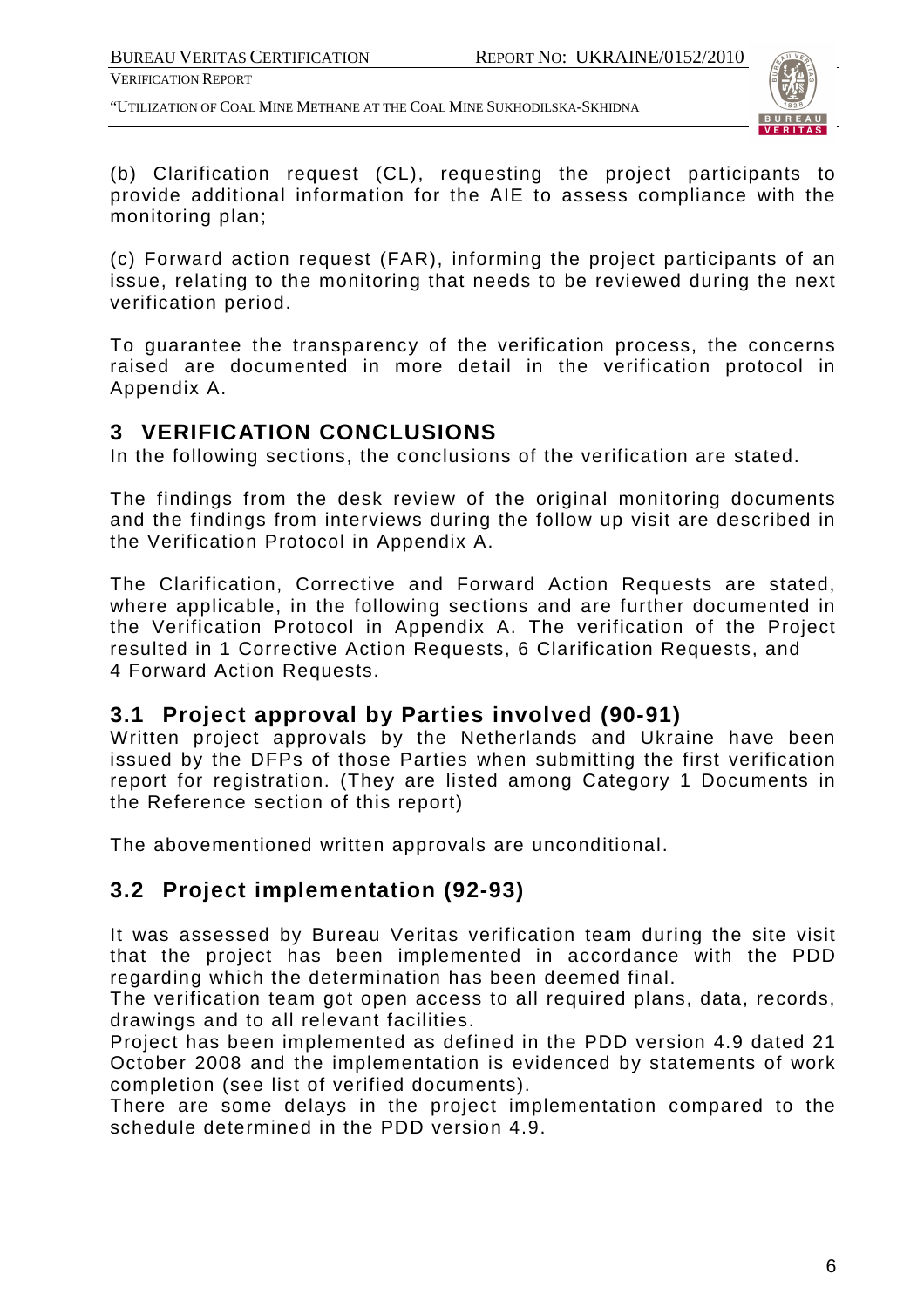(b) Clarification request (CL), requesting the project participants to provide additional information for the AIE to assess compliance with the monitoring plan;

(c) Forward action request (FAR), informing the project participants of an issue, relating to the monitoring that needs to be reviewed during the next verification period.

To guarantee the transparency of the verification process, the concerns raised are documented in more detail in the verification protocol in Appendix A.

# 3 VERIFICATION CONCLUSIONS

In the following sections, the conclusions of the verification are stated.

The findings from the desk review of the original monitoring documents and the findings from interviews during the follow up visit are described in the Verification Protocol in Appendix A.

The Clarification, Corrective and Forward Action Requests are stated, where applicable, in the following sections and are further documented in the Verification Protocol in Appendix A. The verification of the Project resulted in 1 Corrective Action Requests, 6 Clarification Requests, and 4 Forward Action Requests.

## 3.1 Project approval by Parties involved (90-91)

Written project approvals by the Netherlands and Ukraine have been issued by the DFPs of those Parties when submitting the first verification report for registration. (They are listed among Category 1 Documents in the Reference section of this report)

The abovementioned written approvals are unconditional.

## 3.2 Project implementation (92-93)

It was assessed by Bureau Veritas verification team during the site visit that the project has been implemented in accordance with the PDD regarding which the determination has been deemed final.
The verification team got open access to all required plans, data, records, drawings and to all relevant facilities.
Project has been implemented as defined in the PDD version 4.9 dated 21 October 2008 and the implementation is evidenced by statements of work completion (see list of verified documents).
There are some delays in the project implementation compared to the schedule determined in the PDD version 4.9.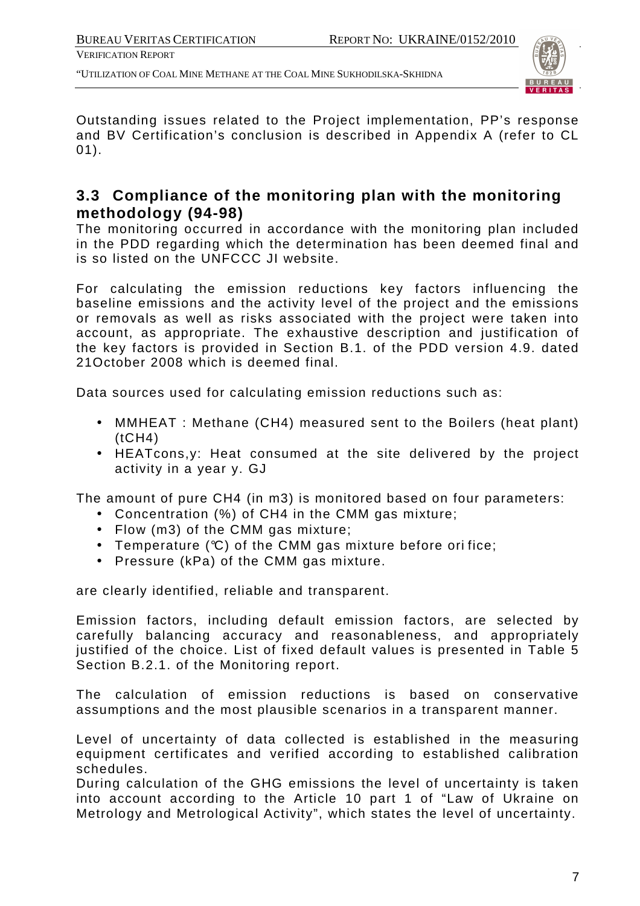Outstanding issues related to the Project implementation, PP's response and BV Certification's conclusion is described in Appendix A (refer to CL 01).

## 3.3 Compliance of the monitoring plan with the monitoring methodology (94-98)

The monitoring occurred in accordance with the monitoring plan included in the PDD regarding which the determination has been deemed final and is so listed on the UNFCCC JI website.

For calculating the emission reductions key factors influencing the baseline emissions and the activity level of the project and the emissions or removals as well as risks associated with the project were taken into account, as appropriate. The exhaustive description and justification of the key factors is provided in Section B.1. of the PDD version 4.9. dated 21October 2008 which is deemed final.

Data sources used for calculating emission reductions such as:

- MMHEAT : Methane ($CH_4$) measured sent to the Boilers (heat plant) ($tCH_4$)
- HEATcons,y: Heat consumed at the site delivered by the project activity in a year y. GJ

The amount of pure $CH_4$ (in m3) is monitored based on four parameters:

- Concentration (%) of $CH_4$ in the CMM gas mixture;
- Flow (m3) of the CMM gas mixture;
- Temperature (℃) of the CMM gas mixture before orifice;
- Pressure (kPa) of the CMM gas mixture.

are clearly identified, reliable and transparent.

Emission factors, including default emission factors, are selected by carefully balancing accuracy and reasonableness, and appropriately justified of the choice. List of fixed default values is presented in Table 5 Section B.2.1. of the Monitoring report.

The calculation of emission reductions is based on conservative assumptions and the most plausible scenarios in a transparent manner.

Level of uncertainty of data collected is established in the measuring equipment certificates and verified according to established calibration schedules.

During calculation of the GHG emissions the level of uncertainty is taken into account according to the Article 10 part 1 of "Law of Ukraine on Metrology and Metrological Activity", which states the level of uncertainty.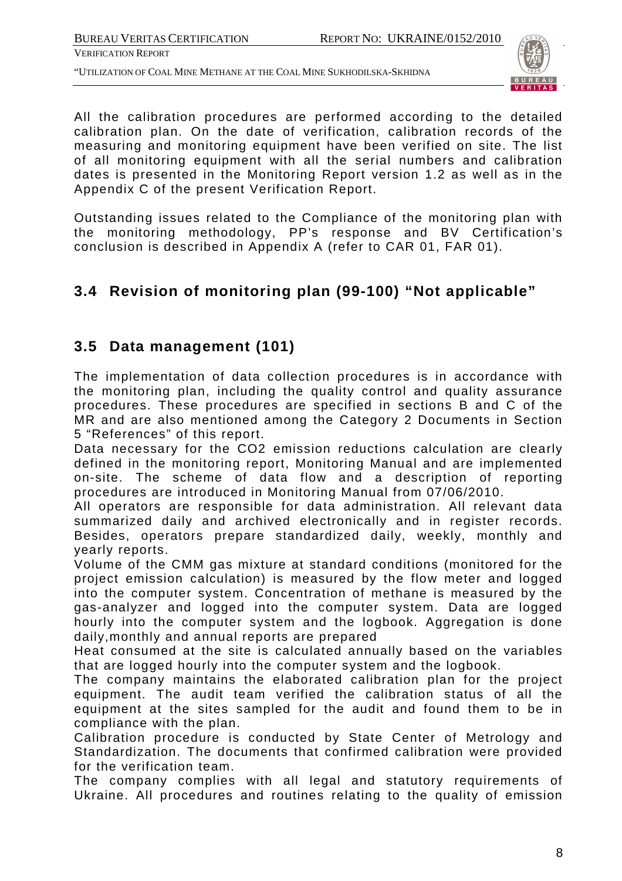All the calibration procedures are performed according to the detailed calibration plan. On the date of verification, calibration records of the measuring and monitoring equipment have been verified on site. The list of all monitoring equipment with all the serial numbers and calibration dates is presented in the Monitoring Report version 1.2 as well as in the Appendix C of the present Verification Report.

Outstanding issues related to the Compliance of the monitoring plan with the monitoring methodology, PP's response and BV Certification's conclusion is described in Appendix A (refer to CAR 01, FAR 01).

## 3.4 Revision of monitoring plan (99-100) "Not applicable"

## 3.5 Data management (101)

The implementation of data collection procedures is in accordance with the monitoring plan, including the quality control and quality assurance procedures. These procedures are specified in sections B and C of the MR and are also mentioned among the Category 2 Documents in Section 5 "References" of this report.
Data necessary for the $CO_2$ emission reductions calculation are clearly defined in the monitoring report, Monitoring Manual and are implemented on-site. The scheme of data flow and a description of reporting procedures are introduced in Monitoring Manual from 07/06/2010.
All operators are responsible for data administration. All relevant data summarized daily and archived electronically and in register records. Besides, operators prepare standardized daily, weekly, monthly and yearly reports.
Volume of the CMM gas mixture at standard conditions (monitored for the project emission calculation) is measured by the flow meter and logged into the computer system. Concentration of methane is measured by the gas-analyzer and logged into the computer system. Data are logged hourly into the computer system and the logbook. Aggregation is done daily,monthly and annual reports are prepared
Heat consumed at the site is calculated annually based on the variables that are logged hourly into the computer system and the logbook.
The company maintains the elaborated calibration plan for the project equipment. The audit team verified the calibration status of all the equipment at the sites sampled for the audit and found them to be in compliance with the plan.
Calibration procedure is conducted by State Center of Metrology and Standardization. The documents that confirmed calibration were provided for the verification team.
The company complies with all legal and statutory requirements of Ukraine. All procedures and routines relating to the quality of emission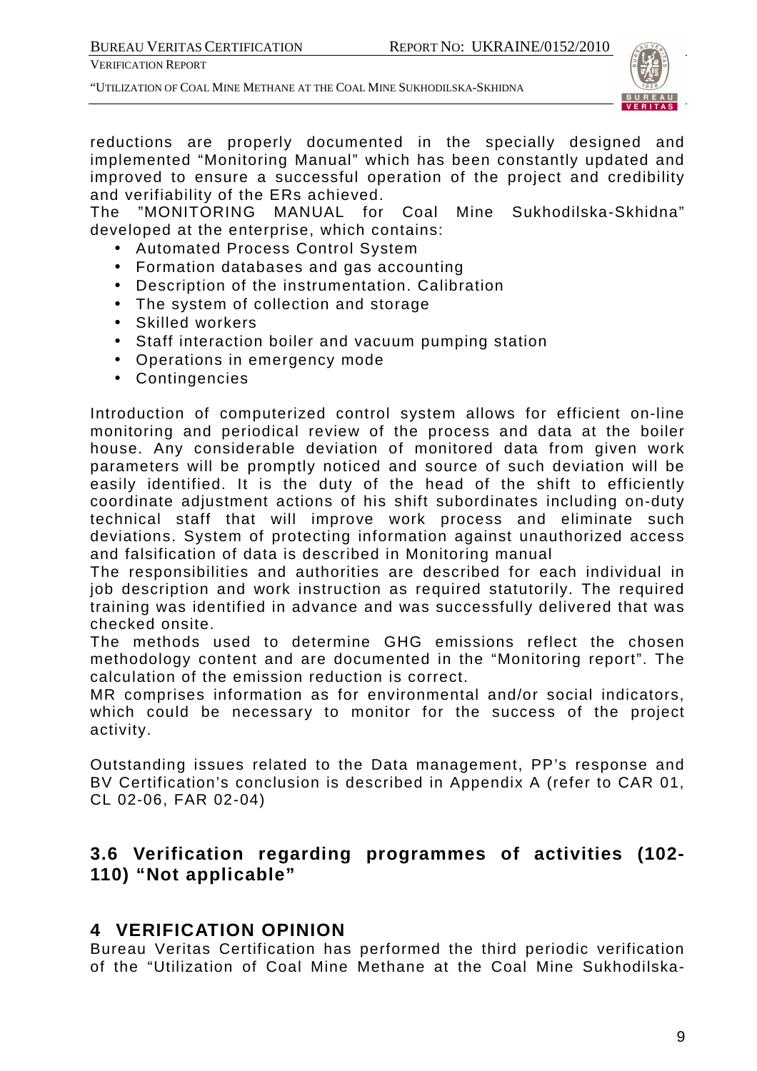reductions are properly documented in the specially designed and implemented "Monitoring Manual" which has been constantly updated and improved to ensure a successful operation of the project and credibility and verifiability of the ERs achieved.

The "MONITORING MANUAL for Coal Mine Sukhodilska-Skhidna" developed at the enterprise, which contains:

- Automated Process Control System
- Formation databases and gas accounting
- Description of the instrumentation. Calibration
- The system of collection and storage
- Skilled workers
- Staff interaction boiler and vacuum pumping station
- Operations in emergency mode
- Contingencies

Introduction of computerized control system allows for efficient on-line monitoring and periodical review of the process and data at the boiler house. Any considerable deviation of monitored data from given work parameters will be promptly noticed and source of such deviation will be easily identified. It is the duty of the head of the shift to efficiently coordinate adjustment actions of his shift subordinates including on-duty technical staff that will improve work process and eliminate such deviations. System of protecting information against unauthorized access and falsification of data is described in Monitoring manual

The responsibilities and authorities are described for each individual in job description and work instruction as required statutorily. The required training was identified in advance and was successfully delivered that was checked onsite.

The methods used to determine GHG emissions reflect the chosen methodology content and are documented in the "Monitoring report". The calculation of the emission reduction is correct.

MR comprises information as for environmental and/or social indicators, which could be necessary to monitor for the success of the project activity.

Outstanding issues related to the Data management, PP's response and BV Certification's conclusion is described in Appendix A (refer to CAR 01, CL 02-06, FAR 02-04)

## 3.6 Verification regarding programmes of activities (102-110) "Not applicable"

# 4 VERIFICATION OPINION

Bureau Veritas Certification has performed the third periodic verification of the "Utilization of Coal Mine Methane at the Coal Mine Sukhodilska-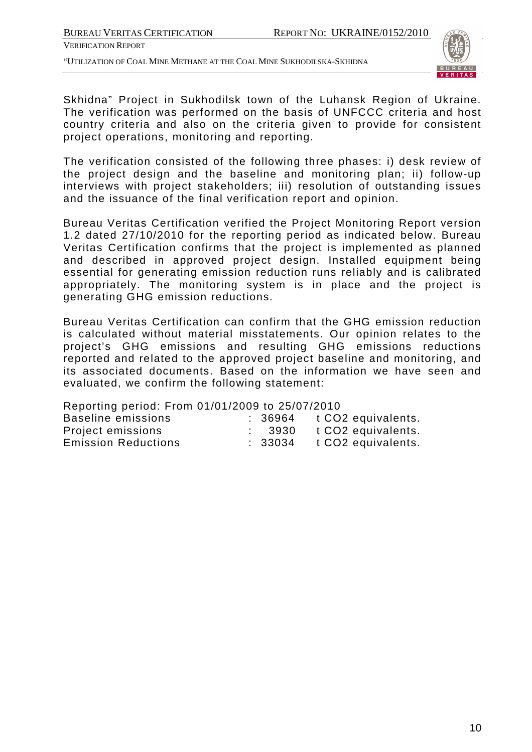Skhidna" Project in Sukhodilsk town of the Luhansk Region of Ukraine. The verification was performed on the basis of UNFCCC criteria and host country criteria and also on the criteria given to provide for consistent project operations, monitoring and reporting.

The verification consisted of the following three phases: i) desk review of the project design and the baseline and monitoring plan; ii) follow-up interviews with project stakeholders; iii) resolution of outstanding issues and the issuance of the final verification report and opinion.

Bureau Veritas Certification verified the Project Monitoring Report version 1.2 dated 27/10/2010 for the reporting period as indicated below. Bureau Veritas Certification confirms that the project is implemented as planned and described in approved project design. Installed equipment being essential for generating emission reduction runs reliably and is calibrated appropriately. The monitoring system is in place and the project is generating GHG emission reductions.

Bureau Veritas Certification can confirm that the GHG emission reduction is calculated without material misstatements. Our opinion relates to the project's GHG emissions and resulting GHG emissions reductions reported and related to the approved project baseline and monitoring, and its associated documents. Based on the information we have seen and evaluated, we confirm the following statement:

Reporting period: From 01/01/2009 to 25/07/2010

| | | |
|---|---|---|
| Baseline emissions | : 36964 | t $CO_2$ equivalents. |
| Project emissions | : 3930 | t $CO_2$ equivalents. |
| Emission Reductions | : 33034 | t $CO_2$ equivalents. |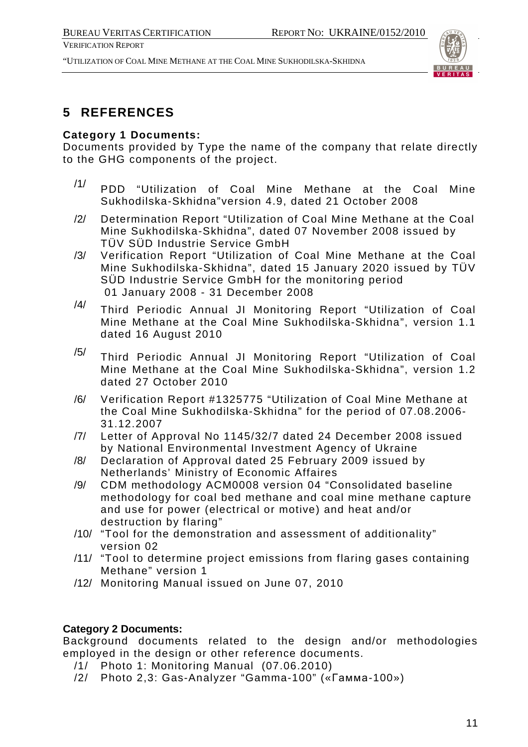# 5 REFERENCES

**Category 1 Documents:**

Documents provided by Type the name of the company that relate directly to the GHG components of the project.

/1/ PDD "Utilization of Coal Mine Methane at the Coal Mine Sukhodilska-Skhidna"version 4.9, dated 21 October 2008

/2/ Determination Report "Utilization of Coal Mine Methane at the Coal Mine Sukhodilska-Skhidna", dated 07 November 2008 issued by TÜV SÜD Industrie Service GmbH

/3/ Verification Report "Utilization of Coal Mine Methane at the Coal Mine Sukhodilska-Skhidna", dated 15 January 2020 issued by TÜV SÜD Industrie Service GmbH for the monitoring period 01 January 2008 - 31 December 2008

/4/ Third Periodic Annual JI Monitoring Report "Utilization of Coal Mine Methane at the Coal Mine Sukhodilska-Skhidna", version 1.1 dated 16 August 2010

/5/ Third Periodic Annual JI Monitoring Report "Utilization of Coal Mine Methane at the Coal Mine Sukhodilska-Skhidna", version 1.2 dated 27 October 2010

/6/ Verification Report #1325775 "Utilization of Coal Mine Methane at the Coal Mine Sukhodilska-Skhidna" for the period of 07.08.2006-31.12.2007

/7/ Letter of Approval No 1145/32/7 dated 24 December 2008 issued by National Environmental Investment Agency of Ukraine

/8/ Declaration of Approval dated 25 February 2009 issued by Netherlands' Ministry of Economic Affaires

/9/ CDM methodology ACM0008 version 04 "Consolidated baseline methodology for coal bed methane and coal mine methane capture and use for power (electrical or motive) and heat and/or destruction by flaring"

/10/ "Tool for the demonstration and assessment of additionality" version 02

/11/ "Tool to determine project emissions from flaring gases containing Methane" version 1

/12/ Monitoring Manual issued on June 07, 2010

**Category 2 Documents:**

Background documents related to the design and/or methodologies employed in the design or other reference documents.

/1/ Photo 1: Monitoring Manual (07.06.2010)

/2/ Photo 2,3: Gas-Analyzer "Gamma-100" («Гамма-100»)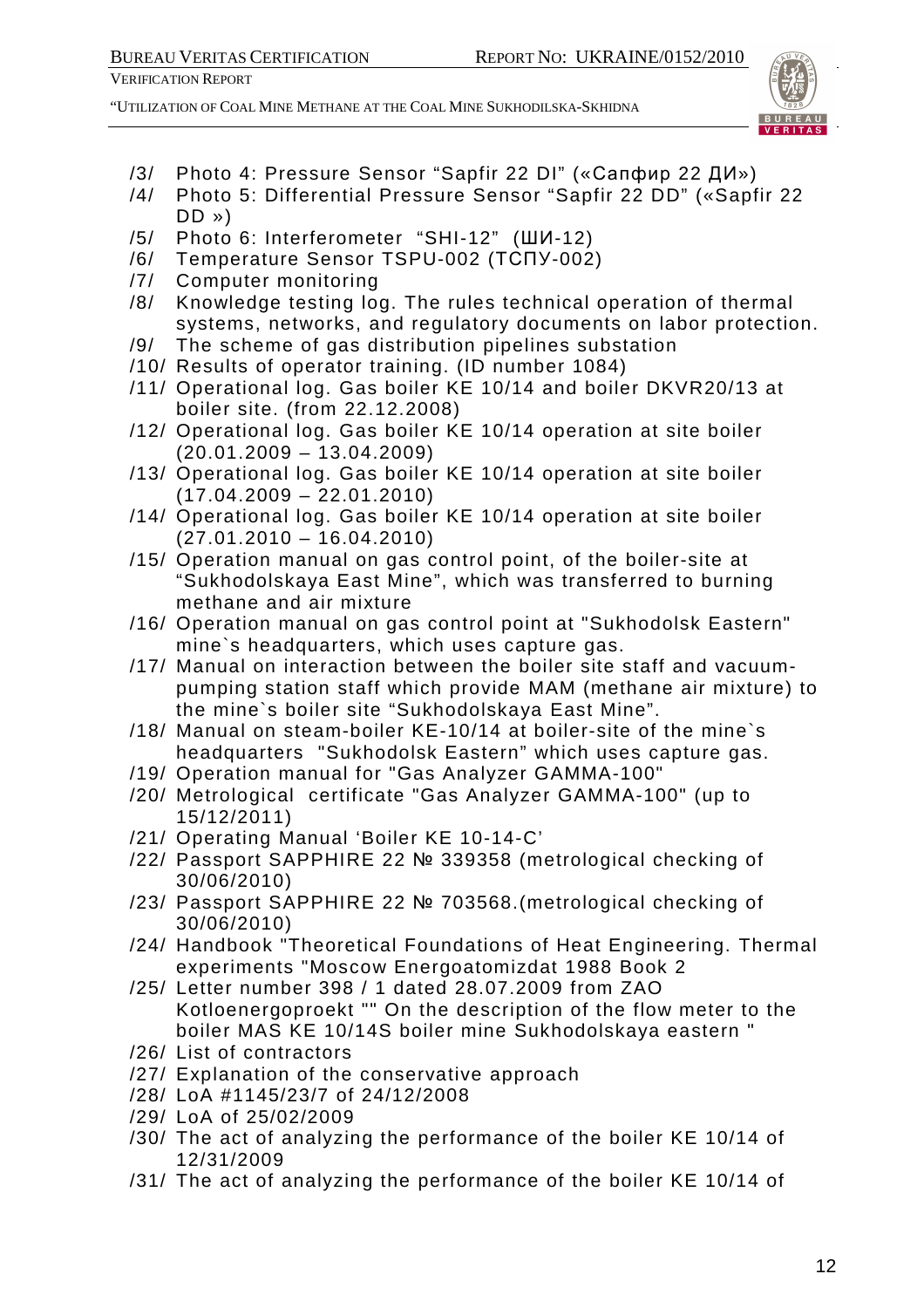/3/ Photo 4: Pressure Sensor "Sapfir 22 DI" («Сапфир 22 ДИ»)

/4/ Photo 5: Differential Pressure Sensor "Sapfir 22 DD" («Sapfir 22 DD »)

/5/ Photo 6: Interferometer "SHI-12" (ШИ-12)

/6/ Temperature Sensor TSPU-002 (ТСПУ-002)

/7/ Computer monitoring

/8/ Knowledge testing log. The rules technical operation of thermal systems, networks, and regulatory documents on labor protection.

/9/ The scheme of gas distribution pipelines substation

/10/ Results of operator training. (ID number 1084)

/11/ Operational log. Gas boiler KE 10/14 and boiler DKVR20/13 at boiler site. (from 22.12.2008)

/12/ Operational log. Gas boiler KE 10/14 operation at site boiler (20.01.2009 – 13.04.2009)

/13/ Operational log. Gas boiler KE 10/14 operation at site boiler (17.04.2009 – 22.01.2010)

/14/ Operational log. Gas boiler KE 10/14 operation at site boiler (27.01.2010 – 16.04.2010)

/15/ Operation manual on gas control point, of the boiler-site at "Sukhodolskaya East Mine", which was transferred to burning methane and air mixture

/16/ Operation manual on gas control point at "Sukhodolsk Eastern" mine`s headquarters, which uses capture gas.

/17/ Manual on interaction between the boiler site staff and vacuum-pumping station staff which provide MAM (methane air mixture) to the mine`s boiler site "Sukhodolskaya East Mine".

/18/ Manual on steam-boiler KE-10/14 at boiler-site of the mine`s headquarters "Sukhodolsk Eastern" which uses capture gas.

/19/ Operation manual for "Gas Analyzer GAMMA-100"

/20/ Metrological certificate "Gas Analyzer GAMMA-100" (up to 15/12/2011)

/21/ Operating Manual 'Boiler KE 10-14-C'

/22/ Passport SAPPHIRE 22 № 339358 (metrological checking of 30/06/2010)

/23/ Passport SAPPHIRE 22 № 703568.(metrological checking of 30/06/2010)

/24/ Handbook "Theoretical Foundations of Heat Engineering. Thermal experiments "Moscow Energoatomizdat 1988 Book 2

/25/ Letter number 398 / 1 dated 28.07.2009 from ZAO Kotloenergoproekt "" On the description of the flow meter to the boiler MAS KE 10/14S boiler mine Sukhodolskaya eastern "

/26/ List of contractors

/27/ Explanation of the conservative approach

/28/ LoA #1145/23/7 of 24/12/2008

/29/ LoA of 25/02/2009

/30/ The act of analyzing the performance of the boiler KE 10/14 of 12/31/2009

/31/ The act of analyzing the performance of the boiler KE 10/14 of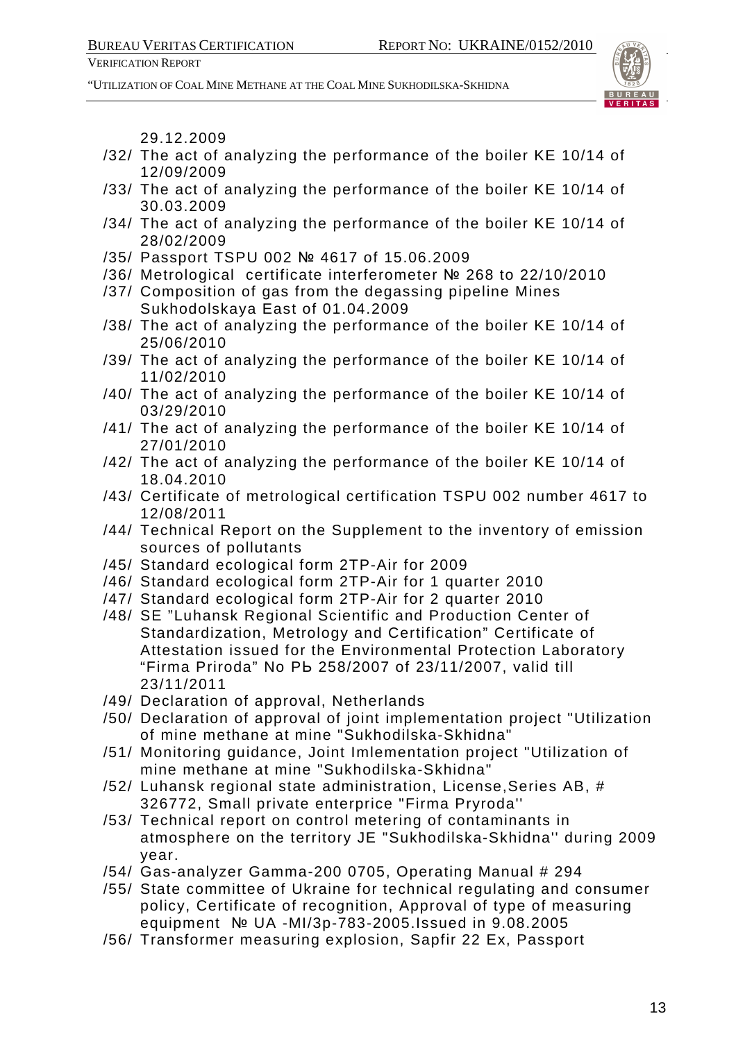29.12.2009

/32/ The act of analyzing the performance of the boiler KE 10/14 of 12/09/2009

/33/ The act of analyzing the performance of the boiler KE 10/14 of 30.03.2009

/34/ The act of analyzing the performance of the boiler KE 10/14 of 28/02/2009

/35/ Passport TSPU 002 № 4617 of 15.06.2009

/36/ Metrological certificate interferometer № 268 to 22/10/2010

/37/ Composition of gas from the degassing pipeline Mines Sukhodolskaya East of 01.04.2009

/38/ The act of analyzing the performance of the boiler KE 10/14 of 25/06/2010

/39/ The act of analyzing the performance of the boiler KE 10/14 of 11/02/2010

/40/ The act of analyzing the performance of the boiler KE 10/14 of 03/29/2010

/41/ The act of analyzing the performance of the boiler KE 10/14 of 27/01/2010

/42/ The act of analyzing the performance of the boiler KE 10/14 of 18.04.2010

/43/ Certificate of metrological certification TSPU 002 number 4617 to 12/08/2011

/44/ Technical Report on the Supplement to the inventory of emission sources of pollutants

/45/ Standard ecological form 2TP-Air for 2009

/46/ Standard ecological form 2TP-Air for 1 quarter 2010

/47/ Standard ecological form 2TP-Air for 2 quarter 2010

/48/ SE "Luhansk Regional Scientific and Production Center of Standardization, Metrology and Certification" Certificate of Attestation issued for the Environmental Protection Laboratory "Firma Priroda" No РЬ 258/2007 of 23/11/2007, valid till 23/11/2011

/49/ Declaration of approval, Netherlands

/50/ Declaration of approval of joint implementation project "Utilization of mine methane at mine "Sukhodilska-Skhidna"

/51/ Monitoring guidance, Joint Imlementation project "Utilization of mine methane at mine "Sukhodilska-Skhidna"

/52/ Luhansk regional state administration, License,Series AB, # 326772, Small private enterprice "Firma Pryroda''

/53/ Technical report on control metering of contaminants in atmosphere on the territory JE "Sukhodilska-Skhidna'' during 2009 year.

/54/ Gas-analyzer Gamma-200 0705, Operating Manual # 294

/55/ State committee of Ukraine for technical regulating and consumer policy, Certificate of recognition, Approval of type of measuring equipment № UA -MI/3p-783-2005.Issued in 9.08.2005

/56/ Transformer measuring explosion, Sapfir 22 Ex, Passport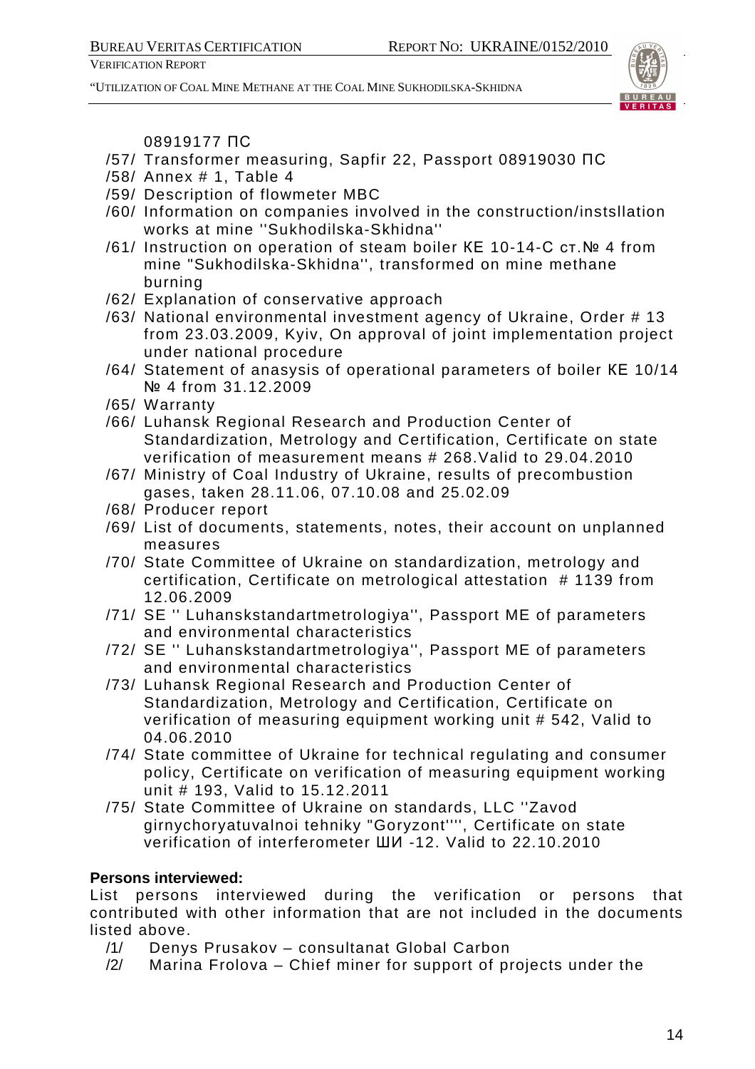08919177 ПС

/57/ Transformer measuring, Sapfir 22, Passport 08919030 ПС
/58/ Annex # 1, Table 4
/59/ Description of flowmeter MBC
/60/ Information on companies involved in the construction/instsllation works at mine ''Sukhodilska-Skhidna''
/61/ Instruction on operation of steam boiler КЕ 10-14-С ст.№ 4 from mine "Sukhodilska-Skhidna'', transformed on mine methane burning
/62/ Explanation of conservative approach
/63/ National environmental investment agency of Ukraine, Order # 13 from 23.03.2009, Kyiv, On approval of joint implementation project under national procedure
/64/ Statement of anasysis of operational parameters of boiler КЕ 10/14 № 4 from 31.12.2009
/65/ Warranty
/66/ Luhansk Regional Research and Production Center of Standardization, Metrology and Certification, Certificate on state verification of measurement means # 268.Valid to 29.04.2010
/67/ Ministry of Coal Industry of Ukraine, results of precombustion gases, taken 28.11.06, 07.10.08 and 25.02.09
/68/ Producer report
/69/ List of documents, statements, notes, their account on unplanned measures
/70/ State Committee of Ukraine on standardization, metrology and certification, Certificate on metrological attestation # 1139 from 12.06.2009
/71/ SE '' Luhanskstandartmetrologiya'', Passport ME of parameters and environmental characteristics
/72/ SE '' Luhanskstandartmetrologiya'', Passport ME of parameters and environmental characteristics
/73/ Luhansk Regional Research and Production Center of Standardization, Metrology and Certification, Certificate on verification of measuring equipment working unit # 542, Valid to 04.06.2010
/74/ State committee of Ukraine for technical regulating and consumer policy, Certificate on verification of measuring equipment working unit # 193, Valid to 15.12.2011
/75/ State Committee of Ukraine on standards, LLC ''Zavod girnychoryatuvalnoi tehniky "Goryzont''", Certificate on state verification of interferometer ШИ -12. Valid to 22.10.2010

**Persons interviewed:**

List persons interviewed during the verification or persons that contributed with other information that are not included in the documents listed above.

/1/ Denys Prusakov – consultanat Global Carbon
/2/ Marina Frolova – Chief miner for support of projects under the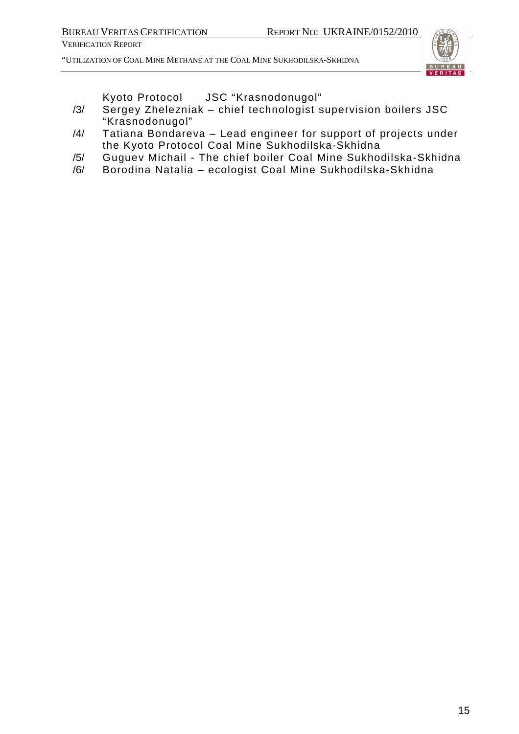Kyoto Protocol JSC "Krasnodonugol"

/3/ Sergey Zhelezniak – chief technologist supervision boilers JSC "Krasnodonugol"

/4/ Tatiana Bondareva – Lead engineer for support of projects under the Kyoto Protocol Coal Mine Sukhodilska-Skhidna

/5/ Guguev Michail - The chief boiler Coal Mine Sukhodilska-Skhidna

/6/ Borodina Natalia – ecologist Coal Mine Sukhodilska-Skhidna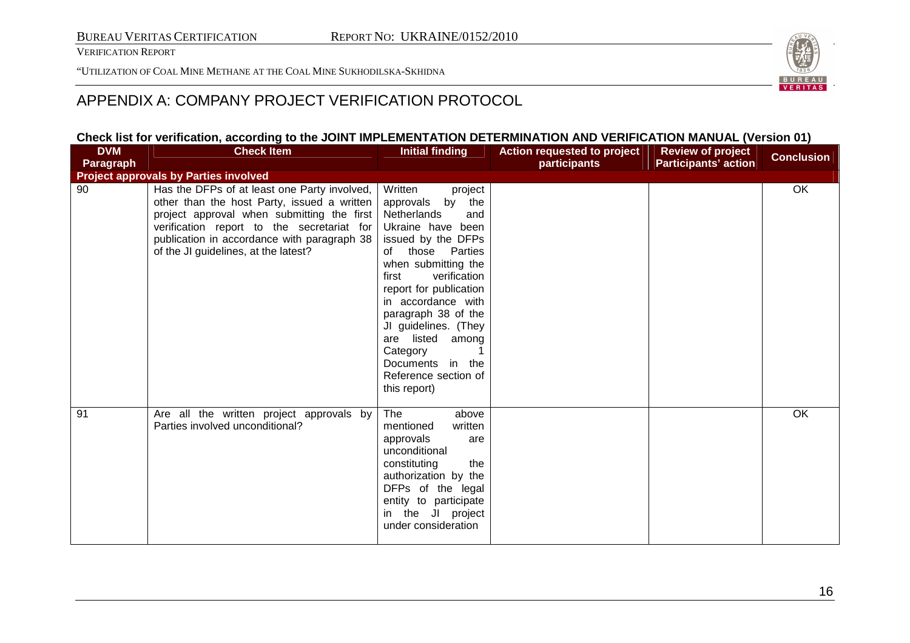# APPENDIX A: COMPANY PROJECT VERIFICATION PROTOCOL

**Check list for verification, according to the JOINT IMPLEMENTATION DETERMINATION AND VERIFICATION MANUAL (Version 01)**

| DVM Paragraph | Check Item | Initial finding | Action requested to project participants | Review of project Participants' action | Conclusion |
|---|---|---|---|---|---|
| **Project approvals by Parties involved** | | | | | |
| 90 | Has the DFPs of at least one Party involved, other than the host Party, issued a written project approval when submitting the first verification report to the secretariat for publication in accordance with paragraph 38 of the JI guidelines, at the latest? | Written project approvals by the Netherlands and Ukraine have been issued by the DFPs of those Parties when submitting the first verification report for publication in accordance with paragraph 38 of the JI guidelines. (They are listed among Category 1 Documents in the Reference section of this report) | | | OK |
| 91 | Are all the written project approvals by Parties involved unconditional? | The above mentioned written approvals are unconditional constituting the authorization by the DFPs of the legal entity to participate in the JI project under consideration | | | OK |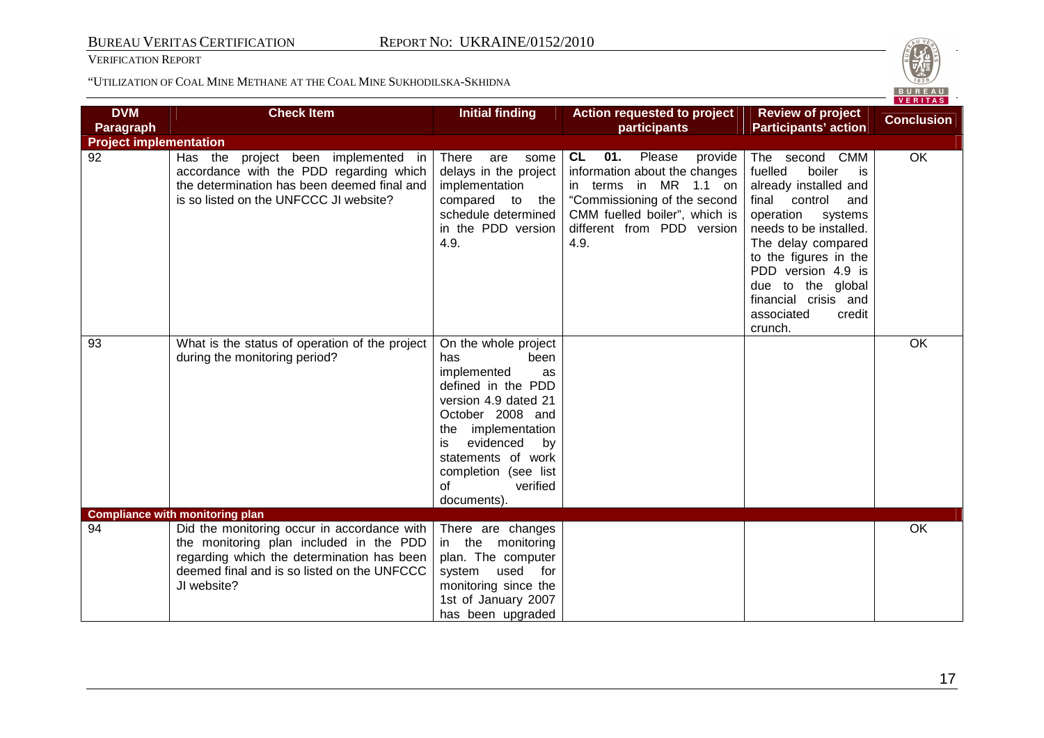| DVM Paragraph | Check Item | Initial finding | Action requested to project participants | Review of project Participants' action | Conclusion |
|---|---|---|---|---|---|
| **Project implementation** | | | | | |
| 92 | Has the project been implemented in accordance with the PDD regarding which the determination has been deemed final and is so listed on the UNFCCC JI website? | There are some delays in the project implementation compared to the schedule determined in the PDD version 4.9. | **CL 01.** Please provide information about the changes in terms in MR 1.1 on "Commissioning of the second CMM fuelled boiler", which is different from PDD version 4.9. | The second CMM fuelled boiler is already installed and final control and operation systems needs to be installed. The delay compared to the figures in the PDD version 4.9 is due to the global financial crisis and associated credit crunch. | OK |
| 93 | What is the status of operation of the project during the monitoring period? | On the whole project has been implemented as defined in the PDD version 4.9 dated 21 October 2008 and the implementation is evidenced by statements of work completion (see list of verified documents). | | | OK |
| **Compliance with monitoring plan** | | | | | |
| 94 | Did the monitoring occur in accordance with the monitoring plan included in the PDD regarding which the determination has been deemed final and is so listed on the UNFCCC JI website? | There are changes in the monitoring plan. The computer system used for monitoring since the 1st of January 2007 has been upgraded | | | OK |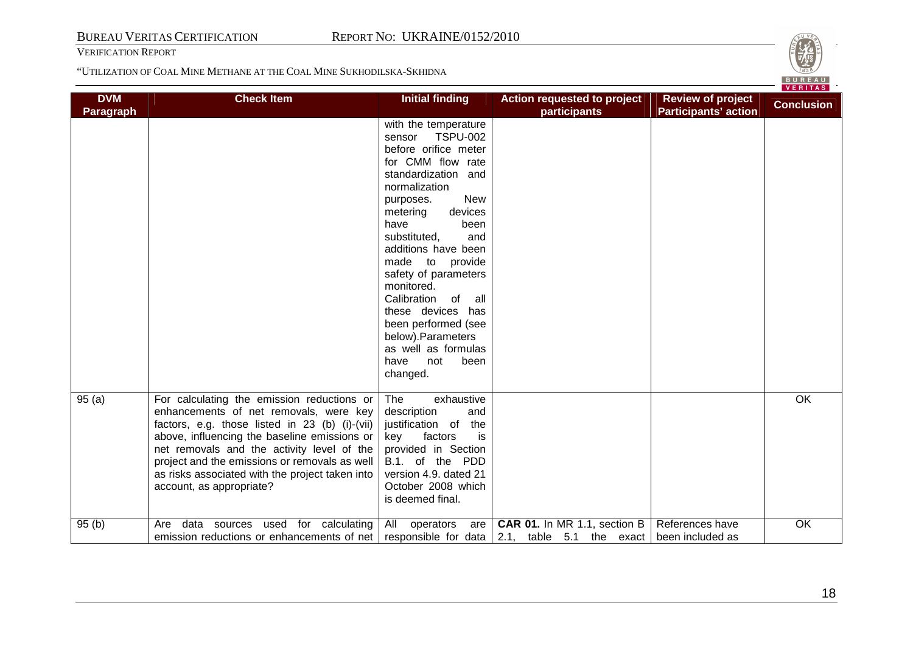| DVM Paragraph | Check Item | Initial finding | Action requested to project participants | Review of project Participants' action | Conclusion |
|---|---|---|---|---|---|
| | | with the temperature sensor TSPU-002 before orifice meter for CMM flow rate standardization and normalization purposes. New metering devices have been substituted, and additions have been made to provide safety of parameters monitored. Calibration of all these devices has been performed (see below).Parameters as well as formulas have not been changed. | | | |
| 95 (a) | For calculating the emission reductions or enhancements of net removals, were key factors, e.g. those listed in 23 (b) (i)-(vii) above, influencing the baseline emissions or net removals and the activity level of the project and the emissions or removals as well as risks associated with the project taken into account, as appropriate? | The exhaustive description and justification of the key factors is provided in Section B.1. of the PDD version 4.9. dated 21 October 2008 which is deemed final. | | | OK |
| 95 (b) | Are data sources used for calculating emission reductions or enhancements of net | All operators are responsible for data | **CAR 01.** In MR 1.1, section B 2.1, table 5.1 the exact | References have been included as | OK |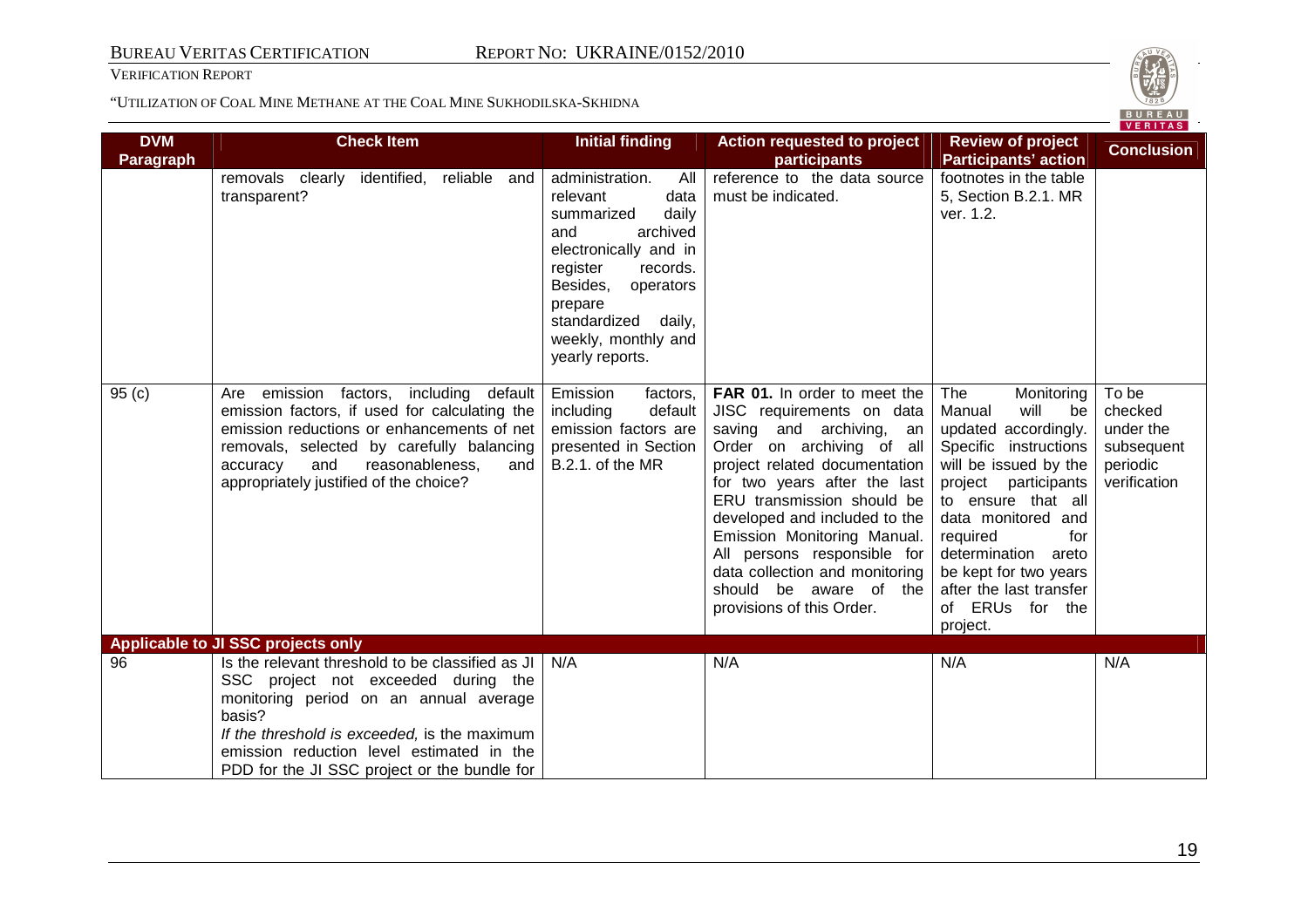| DVM Paragraph | Check Item | Initial finding | Action requested to project participants | Review of project Participants' action | Conclusion |
|---|---|---|---|---|---|
| | removals clearly identified, reliable and transparent? | administration. All relevant data summarized daily and archived electronically and in register records. Besides, operators prepare standardized daily, weekly, monthly and yearly reports. | reference to the data source must be indicated. | footnotes in the table 5, Section B.2.1. MR ver. 1.2. | |
| 95 (c) | Are emission factors, including default emission factors, if used for calculating the emission reductions or enhancements of net removals, selected by carefully balancing accuracy and reasonableness, and appropriately justified of the choice? | Emission factors, including default emission factors are presented in Section B.2.1. of the MR | **FAR 01.** In order to meet the JISC requirements on data saving and archiving, an Order on archiving of all project related documentation for two years after the last ERU transmission should be developed and included to the Emission Monitoring Manual. All persons responsible for data collection and monitoring should be aware of the provisions of this Order. | The Monitoring Manual will be updated accordingly. Specific instructions will be issued by the project participants to ensure that all data monitored and required for determination areto be kept for two years after the last transfer of ERUs for the project. | To be checked under the subsequent periodic verification |
| **Applicable to JI SSC projects only** | | | | | |
| 96 | Is the relevant threshold to be classified as JI SSC project not exceeded during the monitoring period on an annual average basis?<br>*If the threshold is exceeded,* is the maximum emission reduction level estimated in the PDD for the JI SSC project or the bundle for | N/A | N/A | N/A | N/A |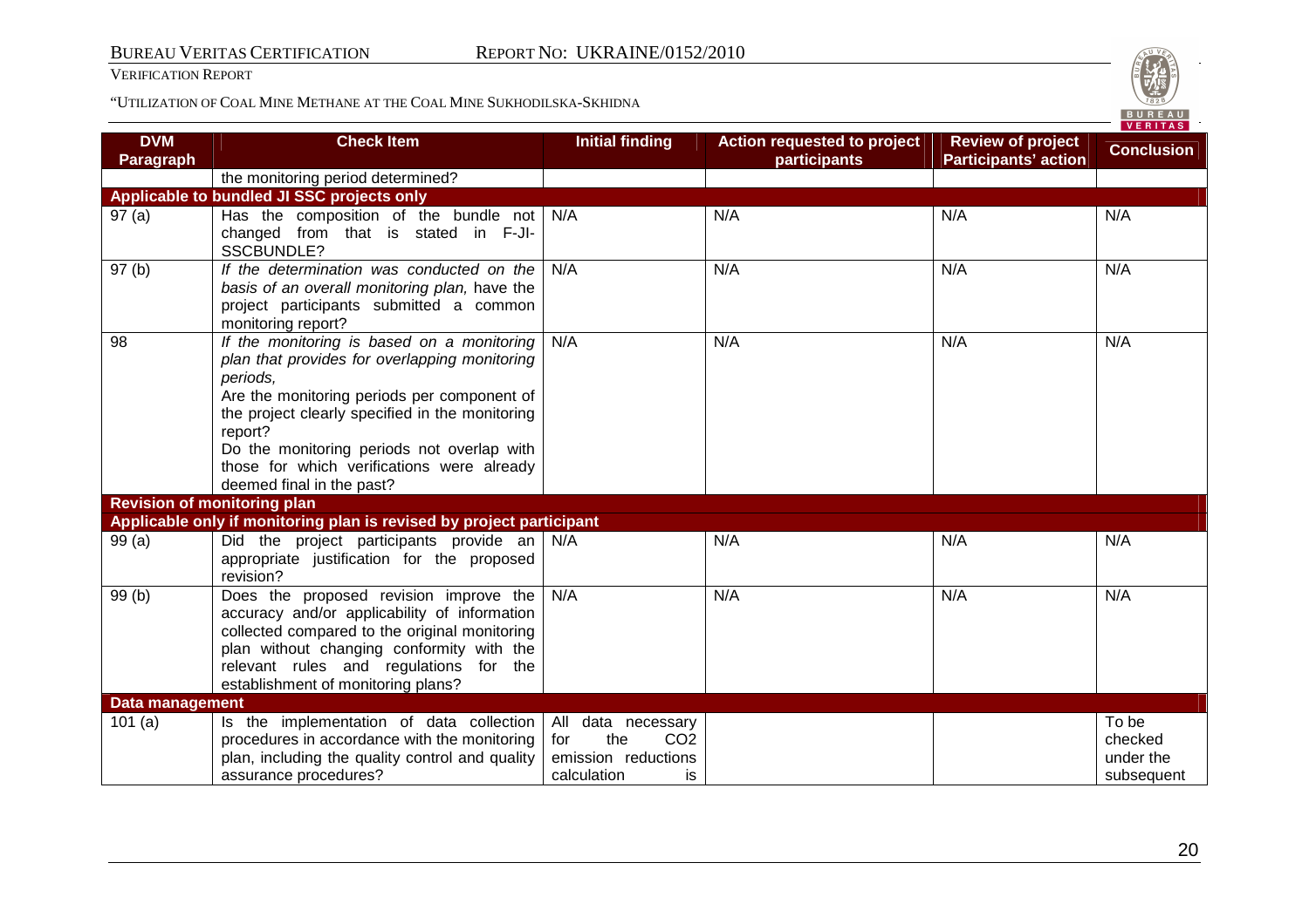| DVM Paragraph | Check Item | Initial finding | Action requested to project participants | Review of project Participants' action | Conclusion |
|---|---|---|---|---|---|
| | the monitoring period determined? | | | | |
| **Applicable to bundled JI SSC projects only** | | | | | |
| 97 (a) | Has the composition of the bundle not changed from that is stated in F-JI-SSCBUNDLE? | N/A | N/A | N/A | N/A |
| 97 (b) | *If the determination was conducted on the basis of an overall monitoring plan,* have the project participants submitted a common monitoring report? | N/A | N/A | N/A | N/A |
| 98 | *If the monitoring is based on a monitoring plan that provides for overlapping monitoring periods,* Are the monitoring periods per component of the project clearly specified in the monitoring report? Do the monitoring periods not overlap with those for which verifications were already deemed final in the past? | N/A | N/A | N/A | N/A |
| **Revision of monitoring plan** | | | | | |
| **Applicable only if monitoring plan is revised by project participant** | | | | | |
| 99 (a) | Did the project participants provide an appropriate justification for the proposed revision? | N/A | N/A | N/A | N/A |
| 99 (b) | Does the proposed revision improve the accuracy and/or applicability of information collected compared to the original monitoring plan without changing conformity with the relevant rules and regulations for the establishment of monitoring plans? | N/A | N/A | N/A | N/A |
| **Data management** | | | | | |
| 101 (a) | Is the implementation of data collection procedures in accordance with the monitoring plan, including the quality control and quality assurance procedures? | All data necessary for the $CO_2$ emission reductions calculation is | | | To be checked under the subsequent |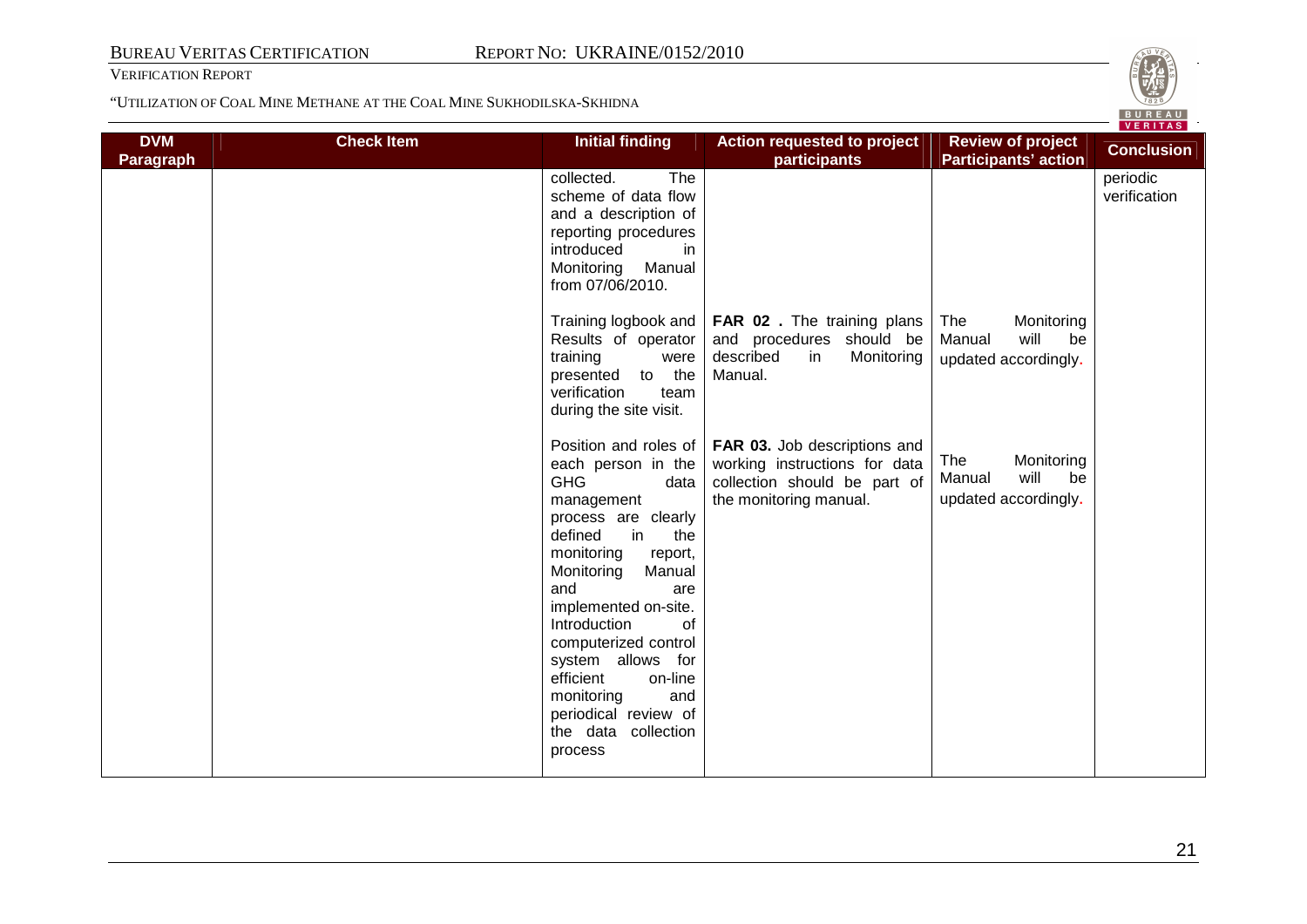| DVM Paragraph | Check Item | Initial finding | Action requested to project participants | Review of project Participants' action | Conclusion |
|---|---|---|---|---|---|
| | | collected. The scheme of data flow and a description of reporting procedures introduced in Monitoring Manual from 07/06/2010. | | | periodic verification |
| | | Training logbook and Results of operator training were presented to the verification team during the site visit. | **FAR 02 .** The training plans and procedures should be described in Monitoring Manual. | The Monitoring Manual will be updated accordingly. | |
| | | Position and roles of each person in the GHG data management process are clearly defined in the monitoring report, Monitoring Manual and are implemented on-site. Introduction of computerized control system allows for efficient on-line monitoring and periodical review of the data collection process | **FAR 03.** Job descriptions and working instructions for data collection should be part of the monitoring manual. | The Monitoring Manual will be updated accordingly. | |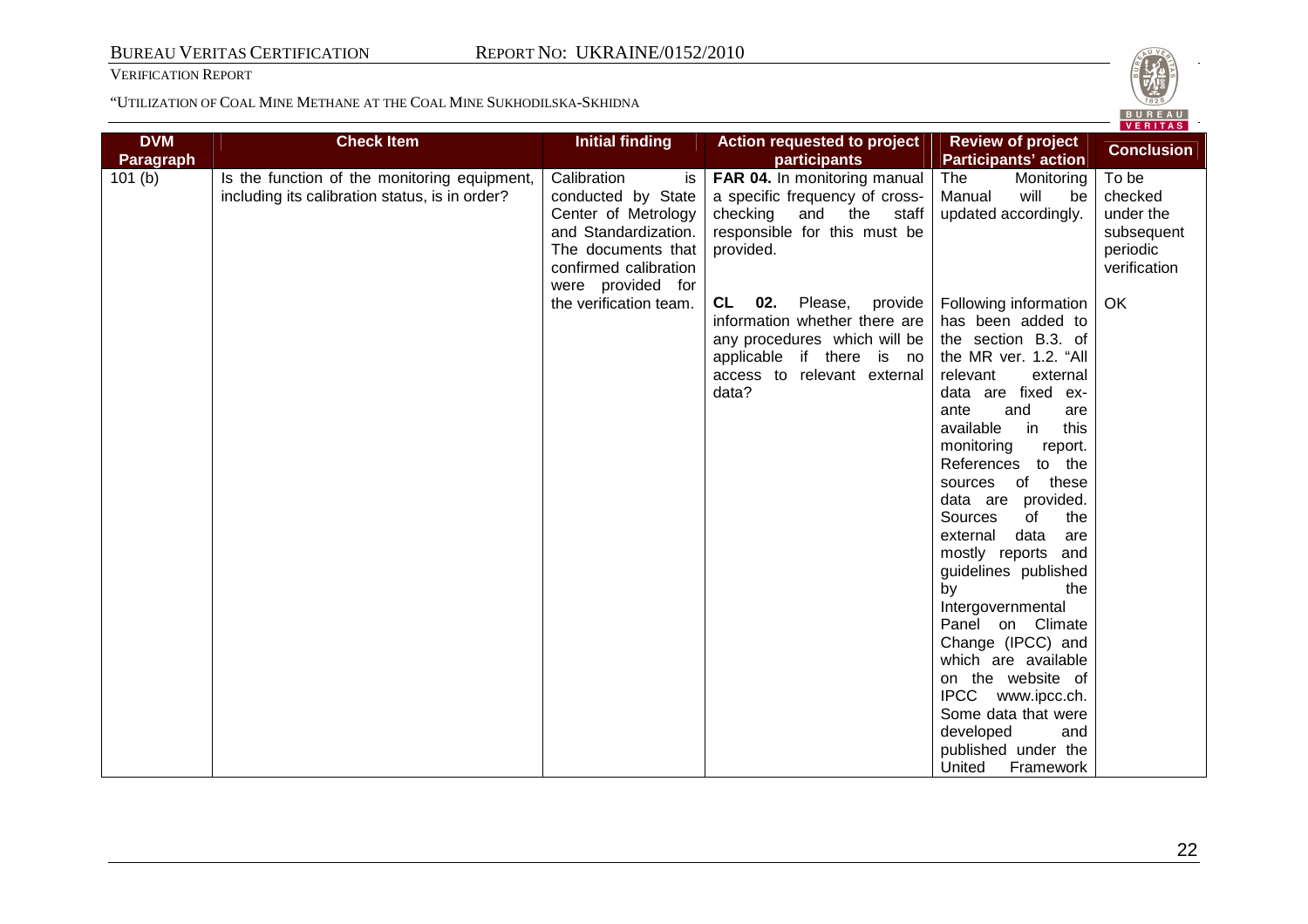| DVM Paragraph | Check Item | Initial finding | Action requested to project participants | Review of project Participants' action | Conclusion |
|---|---|---|---|---|---|
| 101 (b) | Is the function of the monitoring equipment, including its calibration status, is in order? | Calibration is conducted by State Center of Metrology and Standardization. The documents that confirmed calibration were provided for the verification team. | **FAR 04.** In monitoring manual a specific frequency of cross-checking and the staff responsible for this must be provided. | The Monitoring Manual will be updated accordingly. | To be checked under the subsequent periodic verification |
| | | | **CL 02.** Please, provide information whether there are any procedures which will be applicable if there is no access to relevant external data? | Following information has been added to the section B.3. of the MR ver. 1.2. "All relevant external data are fixed ex-ante and are available in this monitoring report. References to the sources of these data are provided. Sources of the external data are mostly reports and guidelines published by the Intergovernmental Panel on Climate Change (IPCC) and which are available on the website of IPCC www.ipcc.ch. Some data that were developed and published under the United Framework | OK |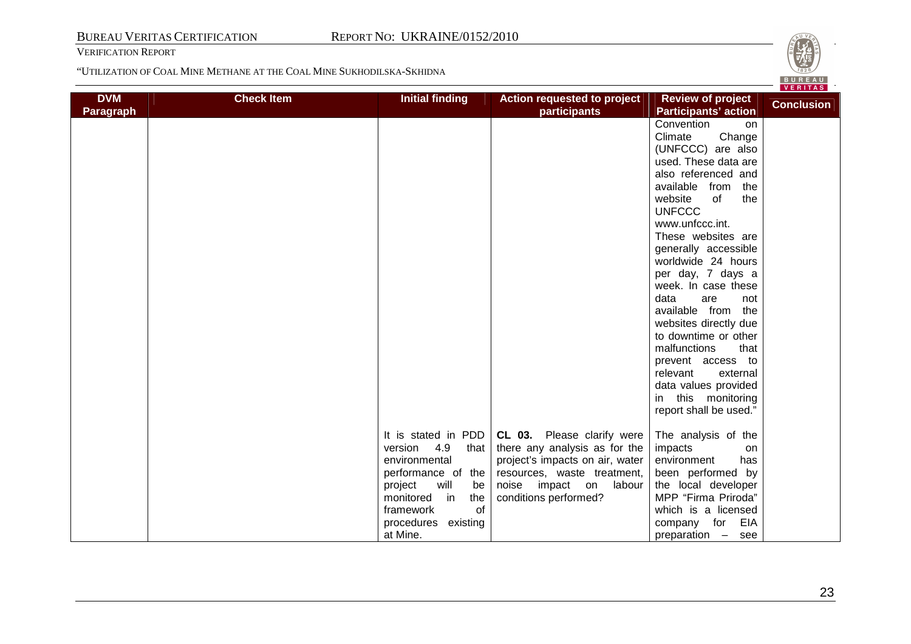| DVM Paragraph | Check Item | Initial finding | Action requested to project participants | Review of project Participants' action | Conclusion |
|---|---|---|---|---|---|
| | | | | Convention on Climate Change (UNFCCC) are also used. These data are also referenced and available from the website of the UNFCCC www.unfccc.int. These websites are generally accessible worldwide 24 hours per day, 7 days a week. In case these data are not available from the websites directly due to downtime or other malfunctions that prevent access to relevant external data values provided in this monitoring report shall be used." | |
| | | It is stated in PDD version 4.9 that environmental performance of the project will be monitored in the framework of procedures existing at Mine. | **CL 03.** Please clarify were there any analysis as for the project's impacts on air, water resources, waste treatment, noise impact on labour conditions performed? | The analysis of the impacts on environment has been performed by the local developer MPP "Firma Priroda" which is a licensed company for EIA preparation – see | |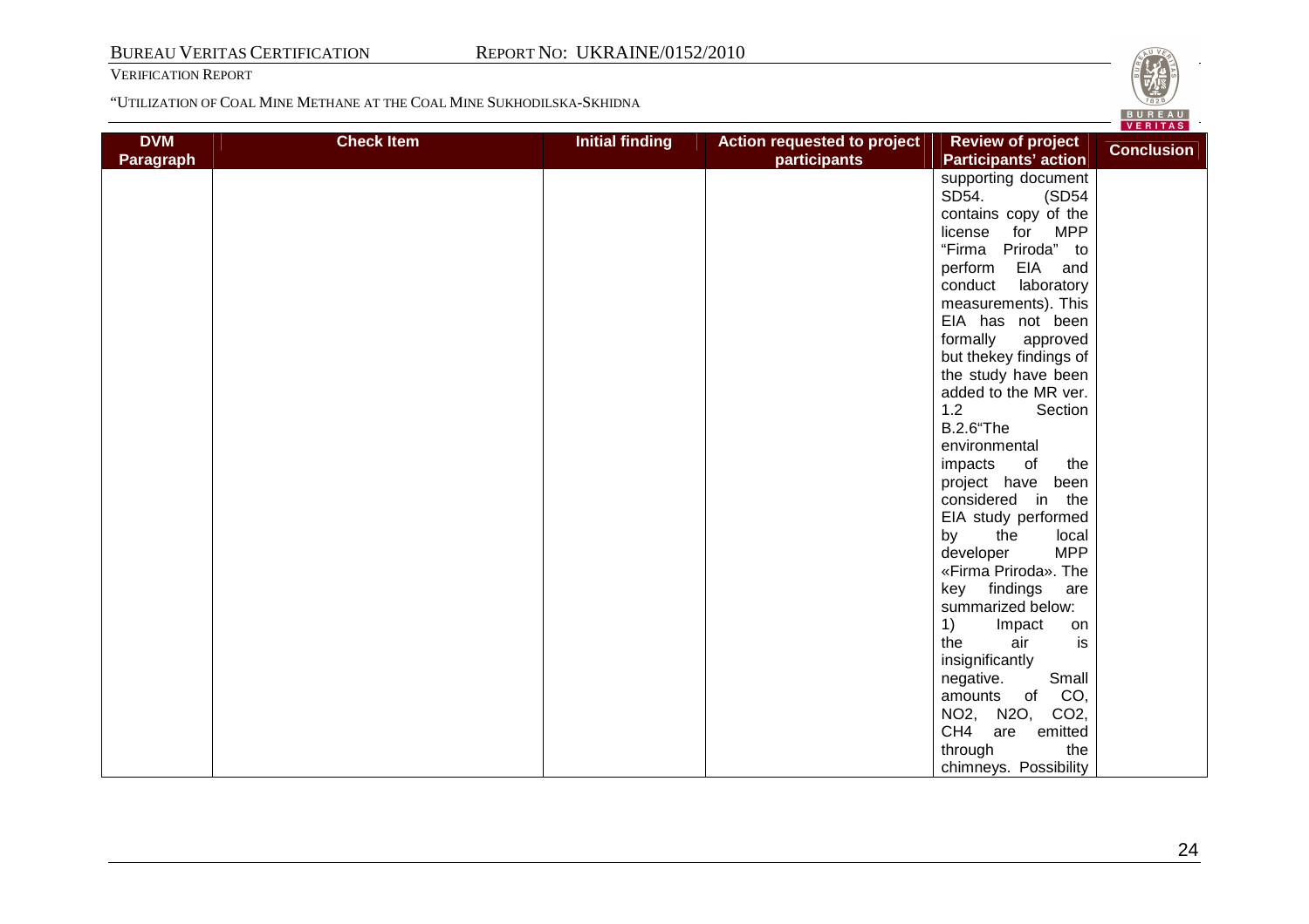| DVM Paragraph | Check Item | Initial finding | Action requested to project participants | Review of project Participants' action | Conclusion |
|---|---|---|---|---|---|
| | | | | supporting document SD54. (SD54 contains copy of the license for MPP "Firma Priroda" to perform EIA and conduct laboratory measurements). This EIA has not been formally approved but thekey findings of the study have been added to the MR ver. 1.2 Section B.2.6"The environmental impacts of the project have been considered in the EIA study performed by the local developer MPP «Firma Priroda». The key findings are summarized below: 1) Impact on the air is insignificantly negative. Small amounts of CO, $NO_2$, $N_2O$, $CO_2$, $CH_4$ are emitted through the chimneys. Possibility | |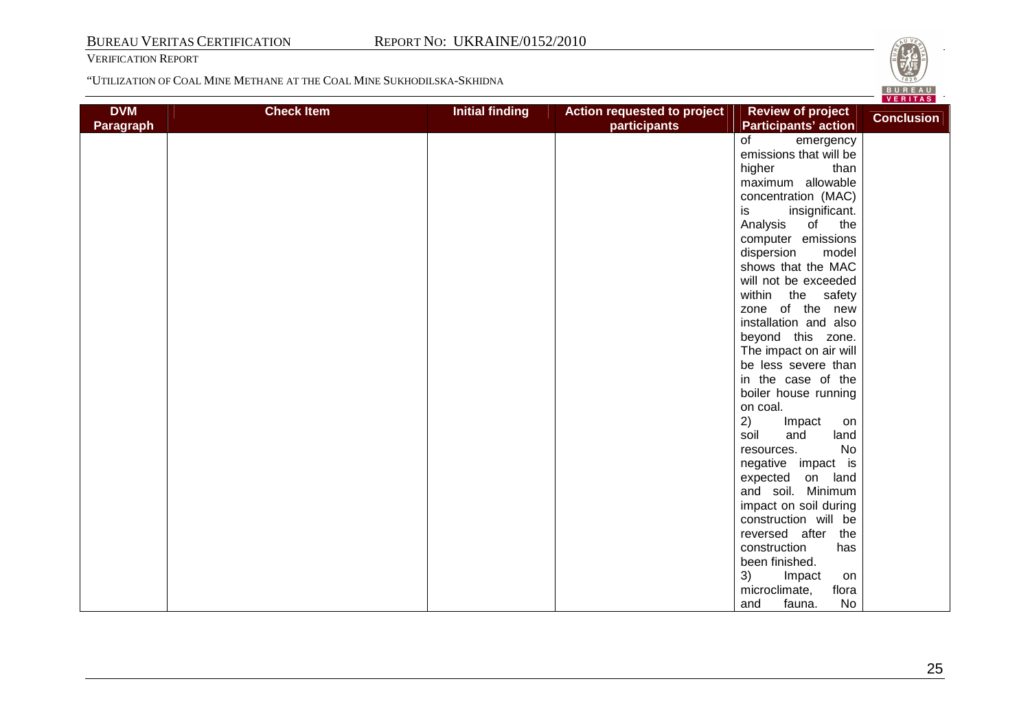| DVM Paragraph | Check Item | Initial finding | Action requested to project participants | Review of project Participants' action | Conclusion |
|---|---|---|---|---|---|
| | | | | of emergency emissions that will be higher than maximum allowable concentration (MAC) is insignificant. Analysis of the computer emissions dispersion model shows that the MAC will not be exceeded within the safety zone of the new installation and also beyond this zone. The impact on air will be less severe than in the case of the boiler house running on coal.<br>2) Impact on soil and land resources. No negative impact is expected on land and soil. Minimum impact on soil during construction will be reversed after the construction has been finished.<br>3) Impact on microclimate, flora and fauna. No | |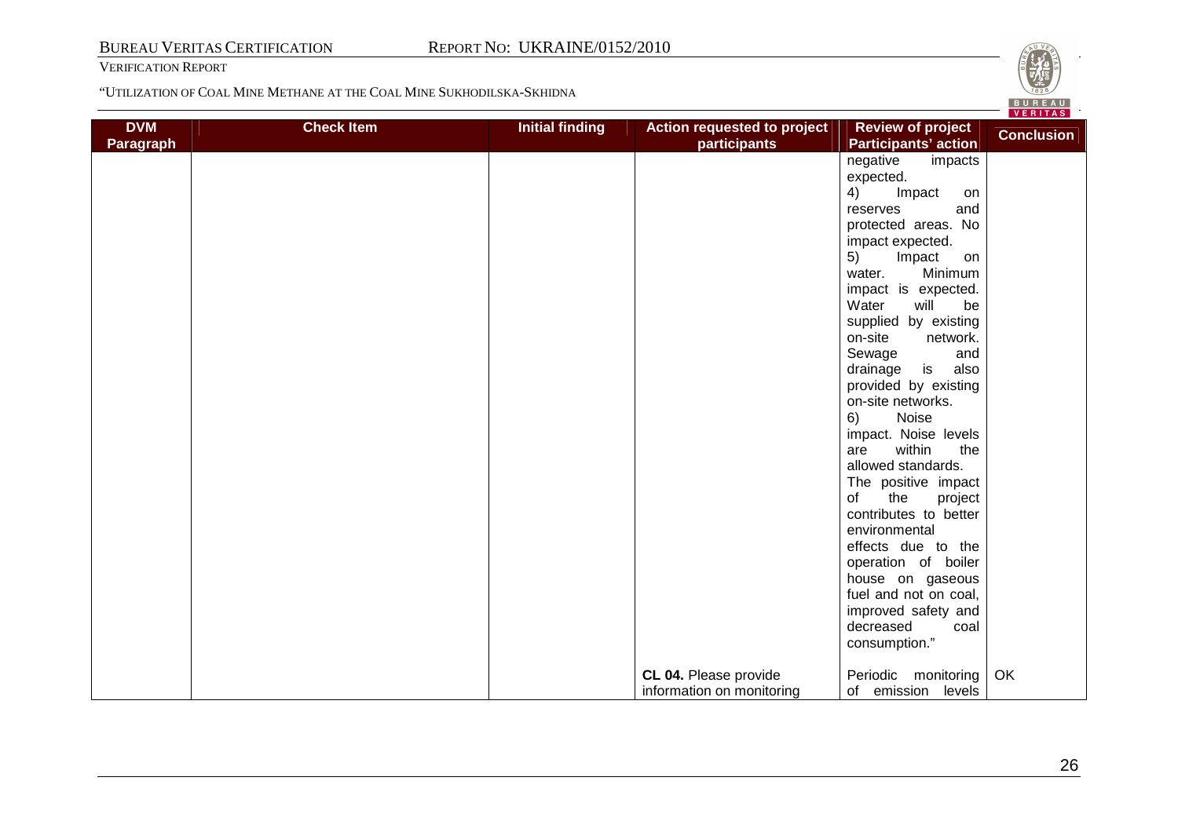| DVM Paragraph | Check Item | Initial finding | Action requested to project participants | Review of project Participants' action | Conclusion |
|---|---|---|---|---|---|
| | | | | negative impacts expected.<br>4) Impact on reserves and protected areas. No impact expected.<br>5) Impact on water. Minimum impact is expected. Water will be supplied by existing on-site network. Sewage and drainage is also provided by existing on-site networks.<br>6) Noise impact. Noise levels are within the allowed standards.<br>The positive impact of the project contributes to better environmental effects due to the operation of boiler house on gaseous fuel and not on coal, improved safety and decreased coal consumption." | |
| | | | **CL 04.** Please provide information on monitoring | Periodic monitoring of emission levels | OK |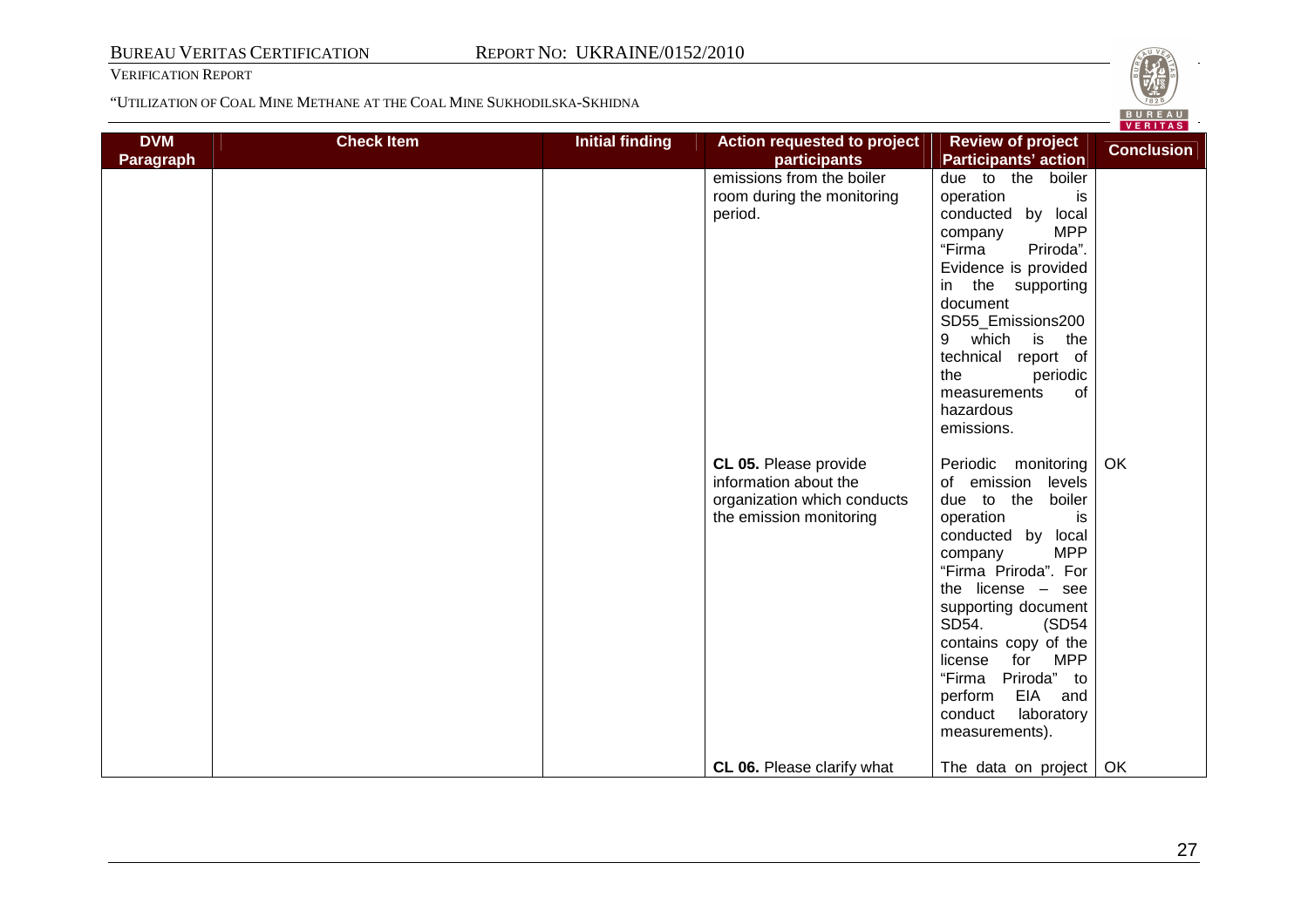| DVM Paragraph | Check Item | Initial finding | Action requested to project participants | Review of project Participants' action | Conclusion |
|---|---|---|---|---|---|
| | | | emissions from the boiler room during the monitoring period. | due to the boiler operation is conducted by local company MPP "Firma Priroda". Evidence is provided in the supporting document SD55_Emissions2009 which is the technical report of the periodic measurements of hazardous emissions. | |
| | | | **CL 05.** Please provide information about the organization which conducts the emission monitoring | Periodic monitoring of emission levels due to the boiler operation is conducted by local company MPP "Firma Priroda". For the license – see supporting document SD54. (SD54 contains copy of the license for MPP "Firma Priroda" to perform EIA and conduct laboratory measurements). | OK |
| | | | **CL 06.** Please clarify what | The data on project | OK |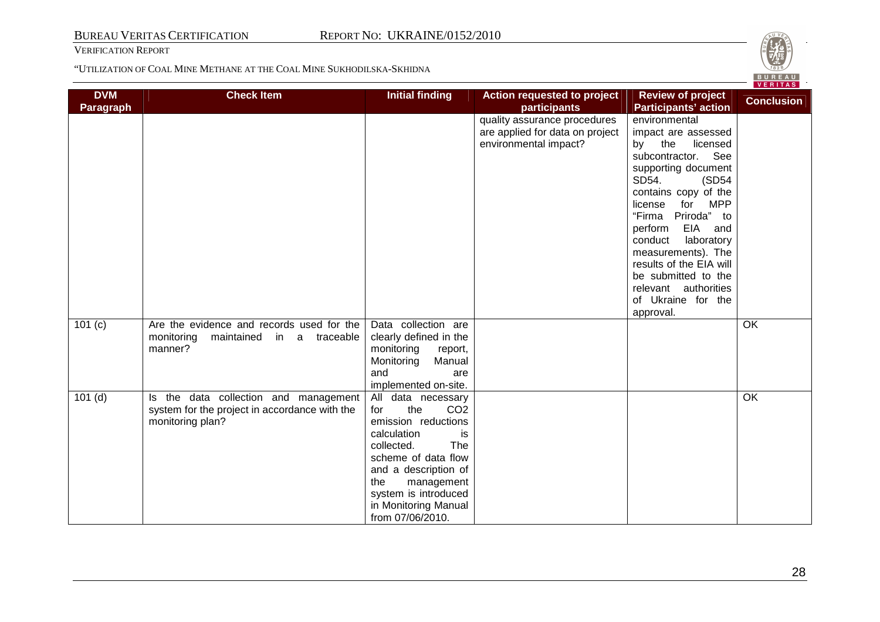| DVM Paragraph | Check Item | Initial finding | Action requested to project participants | Review of project Participants' action | Conclusion |
|---|---|---|---|---|---|
| | | | quality assurance procedures are applied for data on project environmental impact? | environmental impact are assessed by the licensed subcontractor. See supporting document SD54. (SD54 contains copy of the license for MPP "Firma Priroda" to perform EIA and conduct laboratory measurements). The results of the EIA will be submitted to the relevant authorities of Ukraine for the approval. | |
| 101 (c) | Are the evidence and records used for the monitoring maintained in a traceable manner? | Data collection are clearly defined in the monitoring report, Monitoring Manual and are implemented on-site. | | | OK |
| 101 (d) | Is the data collection and management system for the project in accordance with the monitoring plan? | All data necessary for the $CO_2$ emission reductions calculation is collected. The scheme of data flow and a description of the management system is introduced in Monitoring Manual from 07/06/2010. | | | OK |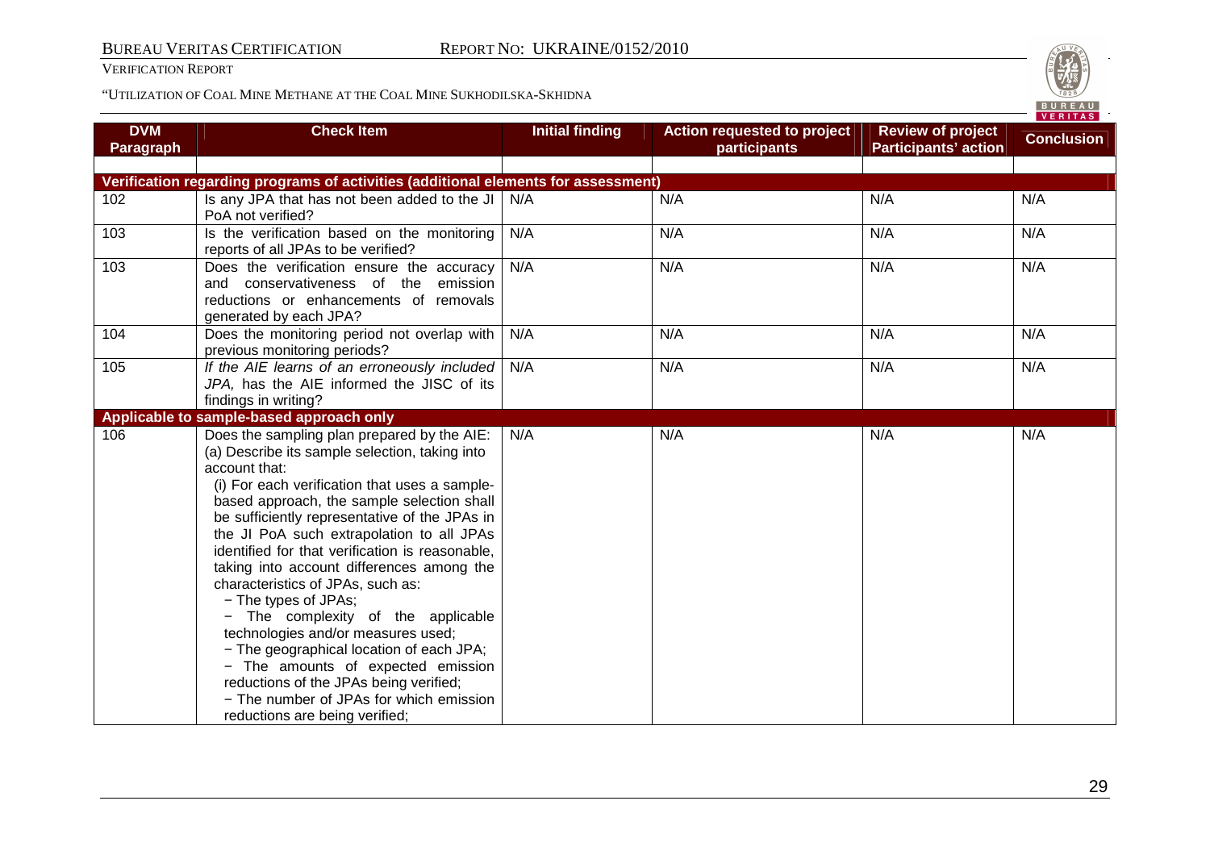| DVM Paragraph | Check Item | Initial finding | Action requested to project participants | Review of project Participants' action | Conclusion |
|---|---|---|---|---|---|
| | | | | | |
| **Verification regarding programs of activities (additional elements for assessment)** | | | | | |
| 102 | Is any JPA that has not been added to the JI PoA not verified? | N/A | N/A | N/A | N/A |
| 103 | Is the verification based on the monitoring reports of all JPAs to be verified? | N/A | N/A | N/A | N/A |
| 103 | Does the verification ensure the accuracy and conservativeness of the emission reductions or removals or enhancements of removals generated by each JPA? | N/A | N/A | N/A | N/A |
| 104 | Does the monitoring period not overlap with previous monitoring periods? | N/A | N/A | N/A | N/A |
| 105 | *If the AIE learns of an erroneously included JPA,* has the AIE informed the JISC of its findings in writing? | N/A | N/A | N/A | N/A |
| **Applicable to sample-based approach only** | | | | | |
| 106 | Does the sampling plan prepared by the AIE:<br>(a) Describe its sample selection, taking into account that:<br>(i) For each verification that uses a sample-based approach, the sample selection shall be sufficiently representative of the JPAs in the JI PoA such extrapolation to all JPAs identified for that verification is reasonable, taking into account differences among the characteristics of JPAs, such as:<br>− The types of JPAs;<br>− The complexity of the applicable technologies and/or measures used;<br>− The geographical location of each JPA;<br>− The amounts of expected emission reductions of the JPAs being verified;<br>− The number of JPAs for which emission reductions are being verified; | N/A | N/A | N/A | N/A |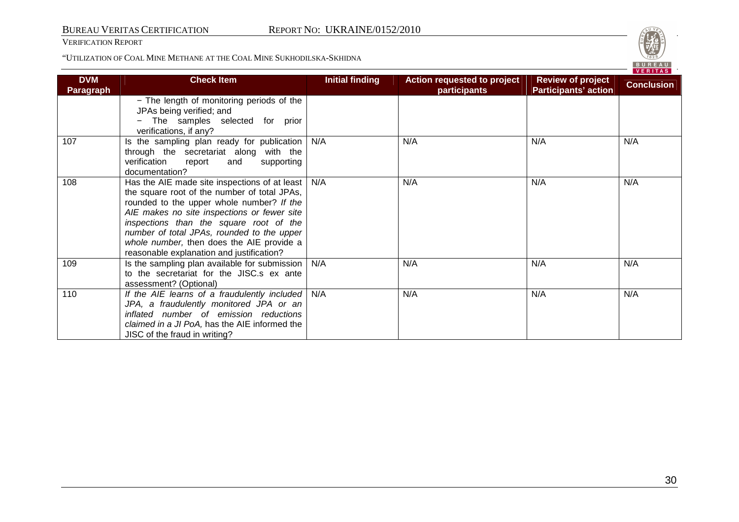| DVM Paragraph | Check Item | Initial finding | Action requested to project participants | Review of project Participants' action | Conclusion |
|---|---|---|---|---|---|
| | − The length of monitoring periods of the JPAs being verified; and<br>− The samples selected for prior verifications, if any? | | | | |
| 107 | Is the sampling plan ready for publication through the secretariat along with the verification report and supporting documentation? | N/A | N/A | N/A | N/A |
| 108 | Has the AIE made site inspections of at least the square root of the number of total JPAs, rounded to the upper whole number? *If the AIE makes no site inspections or fewer site inspections than the square root of the number of total JPAs, rounded to the upper whole number,* then does the AIE provide a reasonable explanation and justification? | N/A | N/A | N/A | N/A |
| 109 | Is the sampling plan available for submission to the secretariat for the JISC.s ex ante assessment? (Optional) | N/A | N/A | N/A | N/A |
| 110 | *If the AIE learns of a fraudulently included JPA, a fraudulently monitored JPA or an inflated number of emission reductions claimed in a JI PoA,* has the AIE informed the JISC of the fraud in writing? | N/A | N/A | N/A | N/A |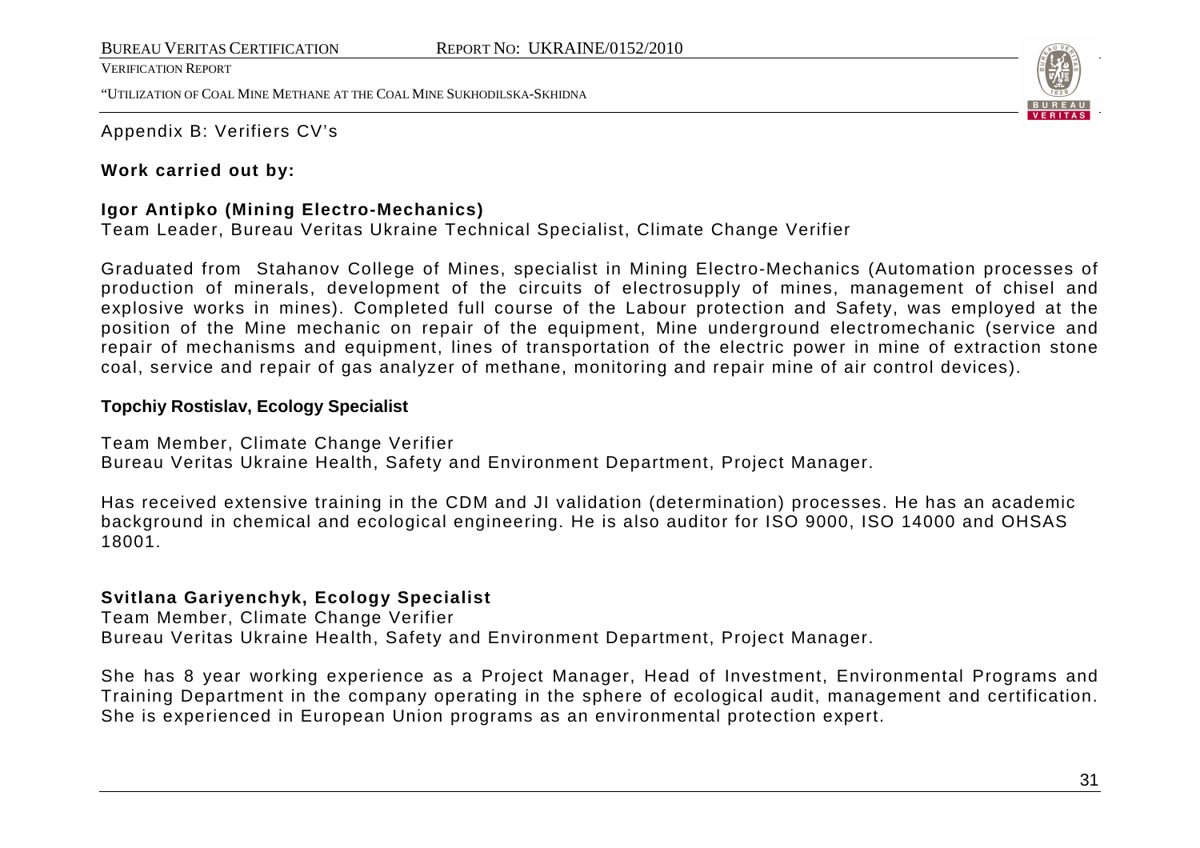Appendix B: Verifiers CV's

**Work carried out by:**

**Igor Antipko (Mining Electro-Mechanics)**
Team Leader, Bureau Veritas Ukraine Technical Specialist, Climate Change Verifier

Graduated from Stahanov College of Mines, specialist in Mining Electro-Mechanics (Automation processes of production of minerals, development of the circuits of electrosupply of mines, management of chisel and explosive works in mines). Completed full course of the Labour protection and Safety, was employed at the position of the Mine mechanic on repair of the equipment, Mine underground electromechanic (service and repair of mechanisms and equipment, lines of transportation of the electric power in mine of extraction stone coal, service and repair of gas analyzer of methane, monitoring and repair mine of air control devices).

**Topchiy Rostislav, Ecology Specialist**

Team Member, Climate Change Verifier
Bureau Veritas Ukraine Health, Safety and Environment Department, Project Manager.

Has received extensive training in the CDM and JI validation (determination) processes. He has an academic background in chemical and ecological engineering. He is also auditor for ISO 9000, ISO 14000 and OHSAS 18001.

**Svitlana Gariyenchyk, Ecology Specialist**
Team Member, Climate Change Verifier
Bureau Veritas Ukraine Health, Safety and Environment Department, Project Manager.

She has 8 year working experience as a Project Manager, Head of Investment, Environmental Programs and Training Department in the company operating in the sphere of ecological audit, management and certification. She is experienced in European Union programs as an environmental protection expert.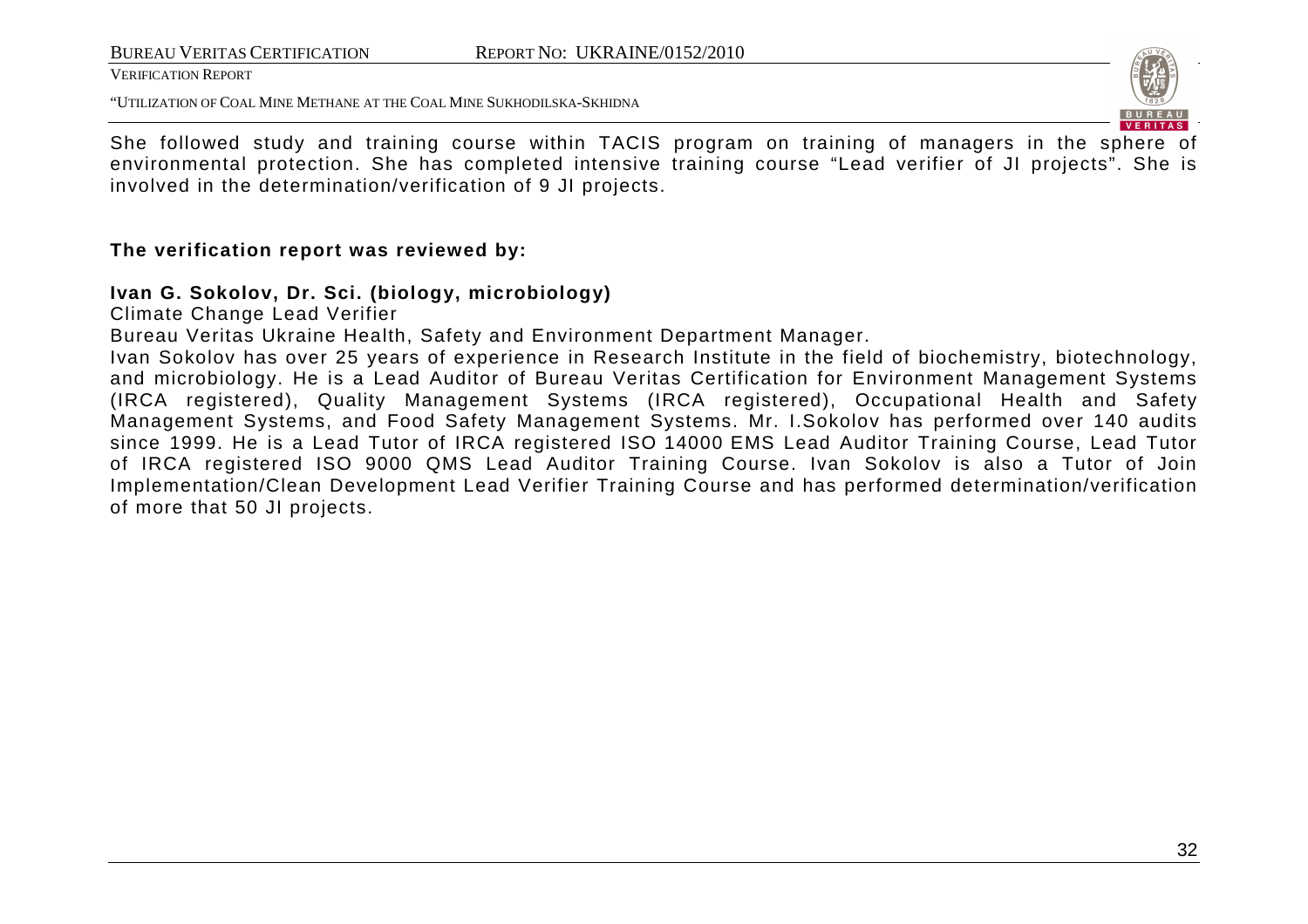She followed study and training course within TACIS program on training of managers in the sphere of environmental protection. She has completed intensive training course "Lead verifier of JI projects". She is involved in the determination/verification of 9 JI projects.

**The verification report was reviewed by:**

**Ivan G. Sokolov, Dr. Sci. (biology, microbiology)**
Climate Change Lead Verifier
Bureau Veritas Ukraine Health, Safety and Environment Department Manager.
Ivan Sokolov has over 25 years of experience in Research Institute in the field of biochemistry, biotechnology, and microbiology. He is a Lead Auditor of Bureau Veritas Certification for Environment Management Systems (IRCA registered), Quality Management Systems (IRCA registered), Occupational Health and Safety Management Systems, and Food Safety Management Systems. Mr. I.Sokolov has performed over 140 audits since 1999. He is a Lead Tutor of IRCA registered ISO 14000 EMS Lead Auditor Training Course, Lead Tutor of IRCA registered ISO 9000 QMS Lead Auditor Training Course. Ivan Sokolov is also a Tutor of Join Implementation/Clean Development Lead Verifier Training Course and has performed determination/verification of more that 50 JI projects.